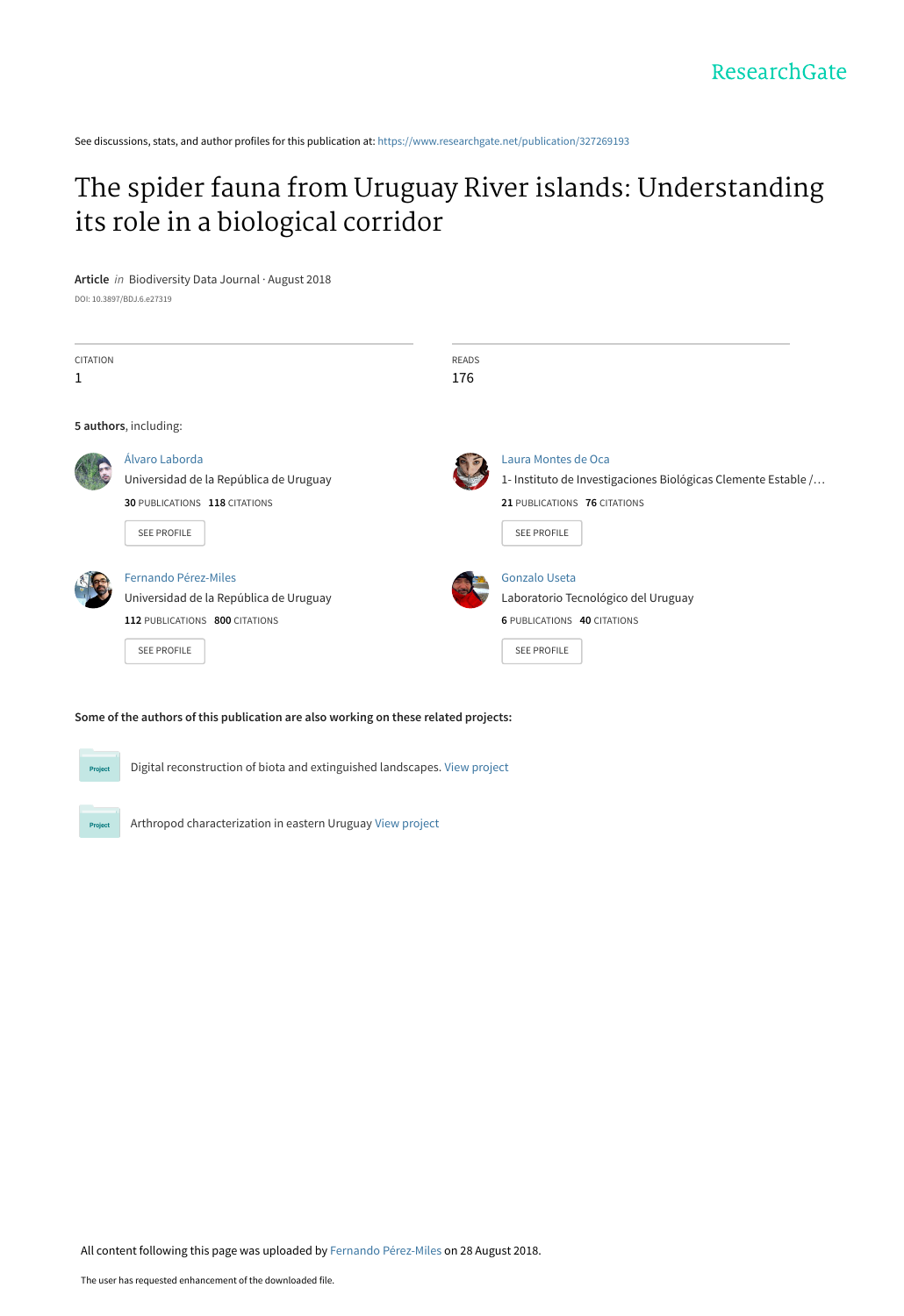ResearchGate

See discussions, stats, and author profiles for this publication at: https://www.researchgate.net/publication/327269193

# The spider fauna from Uruguay River islands: Understanding its role in a biological corridor

**Article** *in* Biodiversity Data Journal · August 2018

DOI: 10.3897/BDJ.6.e27319

| CITATION | READS |
|---|---|
| 1 | 176 |

**5 authors**, including:

Álvaro Laborda
Universidad de la República de Uruguay
**30** PUBLICATIONS **118** CITATIONS
SEE PROFILE

Laura Montes de Oca
1- Instituto de Investigaciones Biológicas Clemente Estable /…
**21** PUBLICATIONS **76** CITATIONS
SEE PROFILE

Fernando Pérez-Miles
Universidad de la República de Uruguay
**112** PUBLICATIONS **800** CITATIONS
SEE PROFILE

Gonzalo Useta
Laboratorio Tecnológico del Uruguay
**6** PUBLICATIONS **40** CITATIONS
SEE PROFILE

**Some of the authors of this publication are also working on these related projects:**

Project: Digital reconstruction of biota and extinguished landscapes. View project

Project: Arthropod characterization in eastern Uruguay View project

All content following this page was uploaded by Fernando Pérez-Miles on 28 August 2018.

The user has requested enhancement of the downloaded file.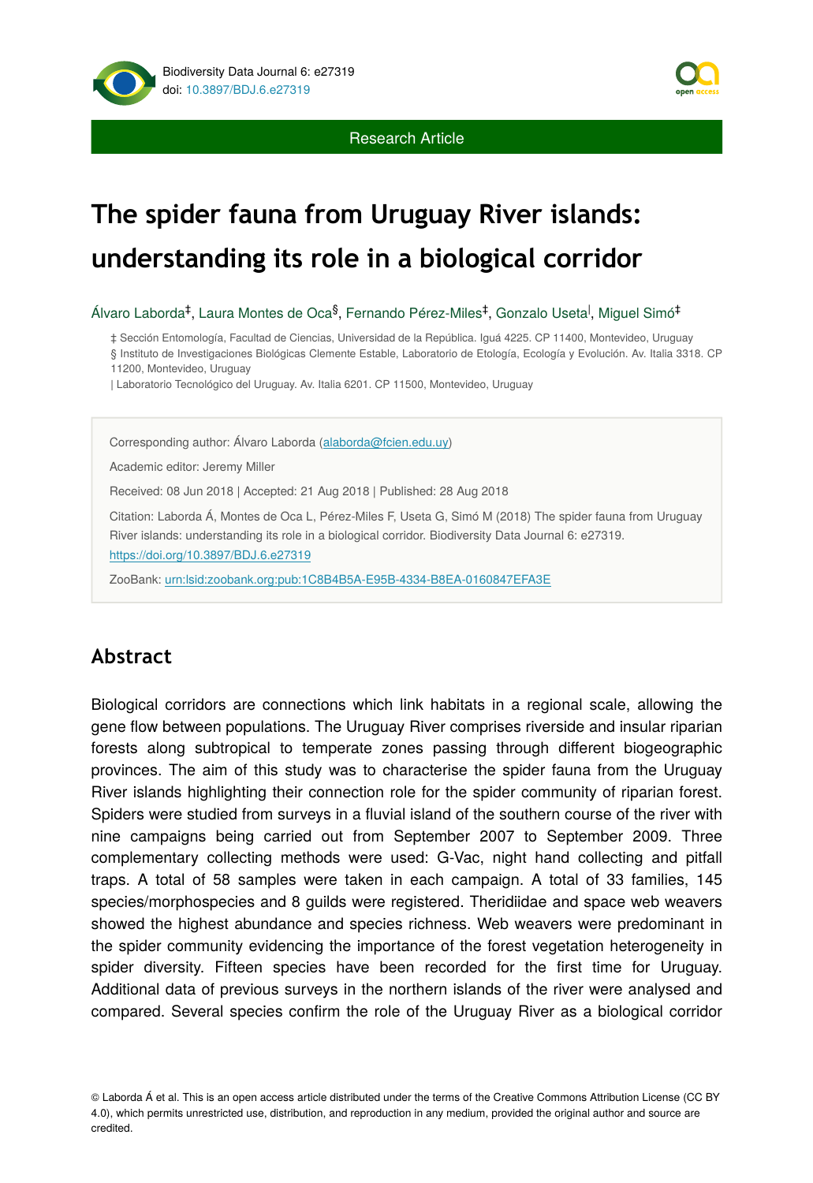# The spider fauna from Uruguay River islands: understanding its role in a biological corridor

Álvaro Laborda[‡], Laura Montes de Oca[§], Fernando Pérez-Miles[‡], Gonzalo Useta[|], Miguel Simó[‡]

‡ Sección Entomología, Facultad de Ciencias, Universidad de la República. Iguá 4225. CP 11400, Montevideo, Uruguay

§ Instituto de Investigaciones Biológicas Clemente Estable, Laboratorio de Etología, Ecología y Evolución. Av. Italia 3318. CP 11200, Montevideo, Uruguay

| Laboratorio Tecnológico del Uruguay. Av. Italia 6201. CP 11500, Montevideo, Uruguay

Corresponding author: Álvaro Laborda (alaborda@fcien.edu.uy)

Academic editor: Jeremy Miller

Received: 08 Jun 2018 | Accepted: 21 Aug 2018 | Published: 28 Aug 2018

Citation: Laborda Á, Montes de Oca L, Pérez-Miles F, Useta G, Simó M (2018) The spider fauna from Uruguay River islands: understanding its role in a biological corridor. Biodiversity Data Journal 6: e27319. https://doi.org/10.3897/BDJ.6.e27319

ZooBank: urn:lsid:zoobank.org:pub:1C8B4B5A-E95B-4334-B8EA-0160847EFA3E

## Abstract

Biological corridors are connections which link habitats in a regional scale, allowing the gene flow between populations. The Uruguay River comprises riverside and insular riparian forests along subtropical to temperate zones passing through different biogeographic provinces. The aim of this study was to characterise the spider fauna from the Uruguay River islands highlighting their connection role for the spider community of riparian forest. Spiders were studied from surveys in a fluvial island of the southern course of the river with nine campaigns being carried out from September 2007 to September 2009. Three complementary collecting methods were used: G-Vac, night hand collecting and pitfall traps. A total of 58 samples were taken in each campaign. A total of 33 families, 145 species/morphospecies and 8 guilds were registered. Theridiidae and space web weavers showed the highest abundance and species richness. Web weavers were predominant in the spider community evidencing the importance of the forest vegetation heterogeneity in spider diversity. Fifteen species have been recorded for the first time for Uruguay. Additional data of previous surveys in the northern islands of the river were analysed and compared. Several species confirm the role of the Uruguay River as a biological corridor

© Laborda Á et al. This is an open access article distributed under the terms of the Creative Commons Attribution License (CC BY 4.0), which permits unrestricted use, distribution, and reproduction in any medium, provided the original author and source are credited.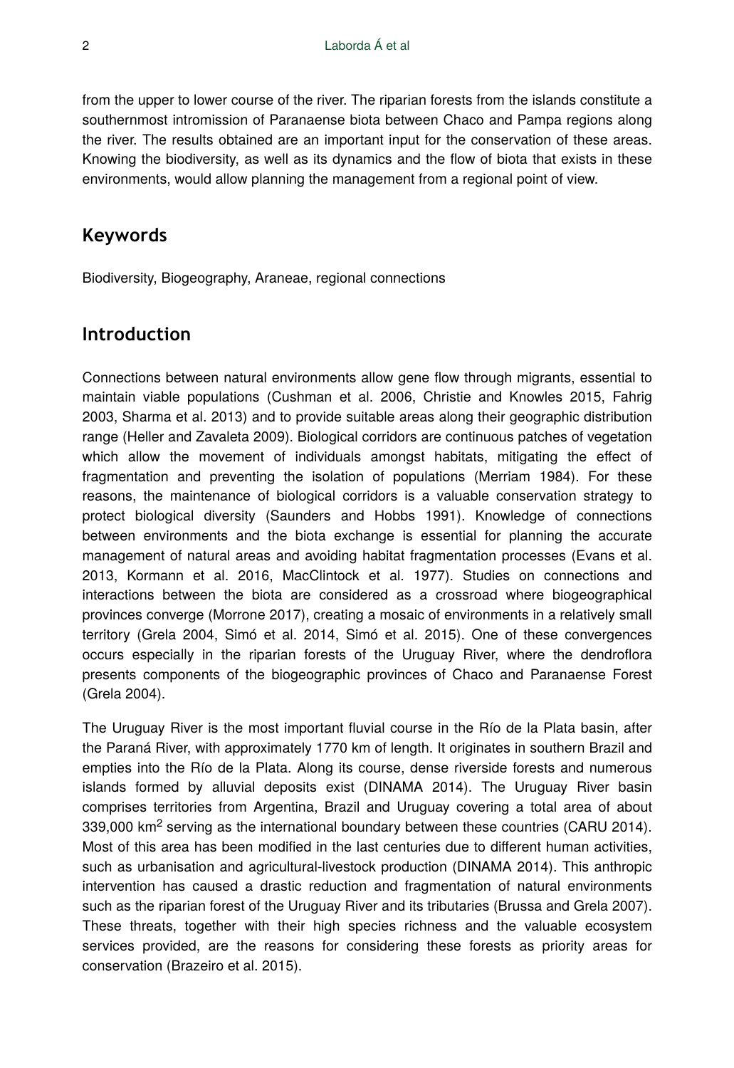from the upper to lower course of the river. The riparian forests from the islands constitute a southernmost intromission of Paranaense biota between Chaco and Pampa regions along the river. The results obtained are an important input for the conservation of these areas. Knowing the biodiversity, as well as its dynamics and the flow of biota that exists in these environments, would allow planning the management from a regional point of view.

## Keywords

Biodiversity, Biogeography, Araneae, regional connections

## Introduction

Connections between natural environments allow gene flow through migrants, essential to maintain viable populations (Cushman et al. 2006, Christie and Knowles 2015, Fahrig 2003, Sharma et al. 2013) and to provide suitable areas along their geographic distribution range (Heller and Zavaleta 2009). Biological corridors are continuous patches of vegetation which allow the movement of individuals amongst habitats, mitigating the effect of fragmentation and preventing the isolation of populations (Merriam 1984). For these reasons, the maintenance of biological corridors is a valuable conservation strategy to protect biological diversity (Saunders and Hobbs 1991). Knowledge of connections between environments and the biota exchange is essential for planning the accurate management of natural areas and avoiding habitat fragmentation processes (Evans et al. 2013, Kormann et al. 2016, MacClintock et al. 1977). Studies on connections and interactions between the biota are considered as a crossroad where biogeographical provinces converge (Morrone 2017), creating a mosaic of environments in a relatively small territory (Grela 2004, Simó et al. 2014, Simó et al. 2015). One of these convergences occurs especially in the riparian forests of the Uruguay River, where the dendroflora presents components of the biogeographic provinces of Chaco and Paranaense Forest (Grela 2004).

The Uruguay River is the most important fluvial course in the Río de la Plata basin, after the Paraná River, with approximately 1770 km of length. It originates in southern Brazil and empties into the Río de la Plata. Along its course, dense riverside forests and numerous islands formed by alluvial deposits exist (DINAMA 2014). The Uruguay River basin comprises territories from Argentina, Brazil and Uruguay covering a total area of about 339,000 km$^2$ serving as the international boundary between these countries (CARU 2014). Most of this area has been modified in the last centuries due to different human activities, such as urbanisation and agricultural-livestock production (DINAMA 2014). This anthropic intervention has caused a drastic reduction and fragmentation of natural environments such as the riparian forest of the Uruguay River and its tributaries (Brussa and Grela 2007). These threats, together with their high species richness and the valuable ecosystem services provided, are the reasons for considering these forests as priority areas for conservation (Brazeiro et al. 2015).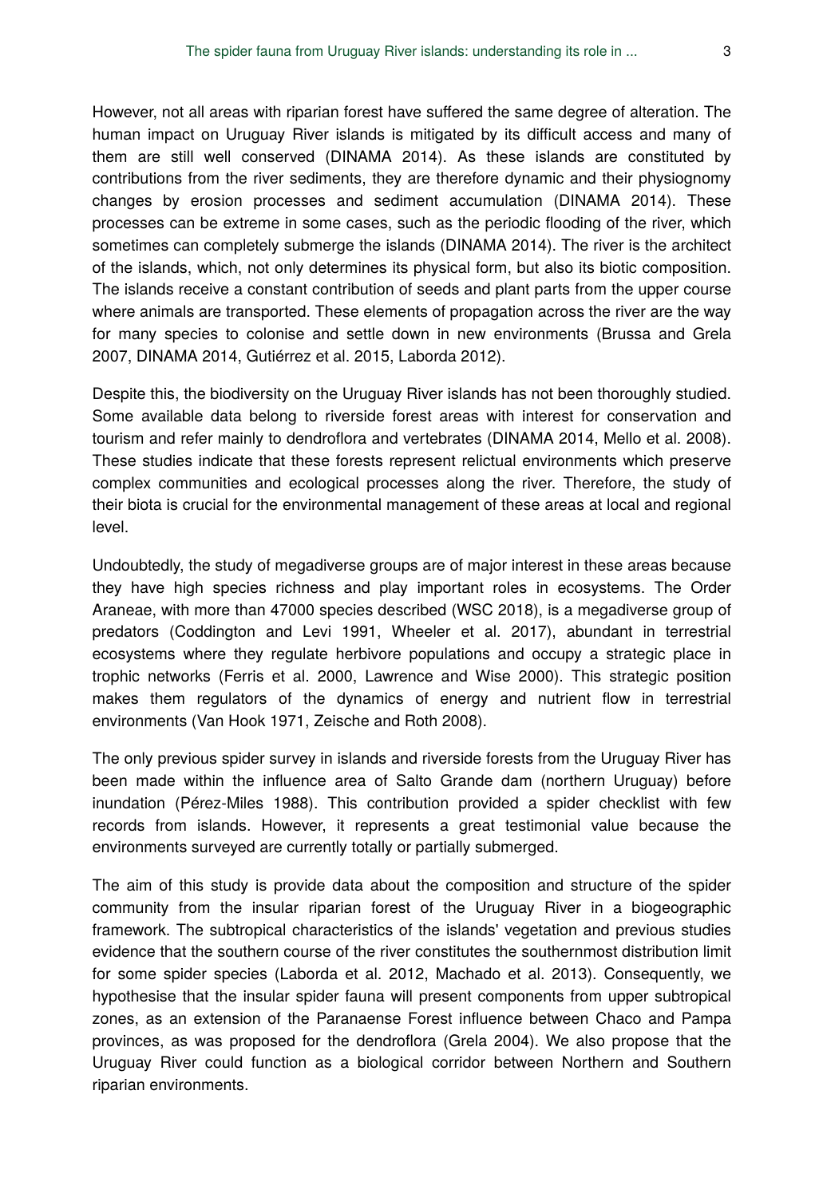However, not all areas with riparian forest have suffered the same degree of alteration. The human impact on Uruguay River islands is mitigated by its difficult access and many of them are still well conserved (DINAMA 2014). As these islands are constituted by contributions from the river sediments, they are therefore dynamic and their physiognomy changes by erosion processes and sediment accumulation (DINAMA 2014). These processes can be extreme in some cases, such as the periodic flooding of the river, which sometimes can completely submerge the islands (DINAMA 2014). The river is the architect of the islands, which, not only determines its physical form, but also its biotic composition. The islands receive a constant contribution of seeds and plant parts from the upper course where animals are transported. These elements of propagation across the river are the way for many species to colonise and settle down in new environments (Brussa and Grela 2007, DINAMA 2014, Gutiérrez et al. 2015, Laborda 2012).

Despite this, the biodiversity on the Uruguay River islands has not been thoroughly studied. Some available data belong to riverside forest areas with interest for conservation and tourism and refer mainly to dendroflora and vertebrates (DINAMA 2014, Mello et al. 2008). These studies indicate that these forests represent relictual environments which preserve complex communities and ecological processes along the river. Therefore, the study of their biota is crucial for the environmental management of these areas at local and regional level.

Undoubtedly, the study of megadiverse groups are of major interest in these areas because they have high species richness and play important roles in ecosystems. The Order Araneae, with more than 47000 species described (WSC 2018), is a megadiverse group of predators (Coddington and Levi 1991, Wheeler et al. 2017), abundant in terrestrial ecosystems where they regulate herbivore populations and occupy a strategic place in trophic networks (Ferris et al. 2000, Lawrence and Wise 2000). This strategic position makes them regulators of the dynamics of energy and nutrient flow in terrestrial environments (Van Hook 1971, Zeische and Roth 2008).

The only previous spider survey in islands and riverside forests from the Uruguay River has been made within the influence area of Salto Grande dam (northern Uruguay) before inundation (Pérez-Miles 1988). This contribution provided a spider checklist with few records from islands. However, it represents a great testimonial value because the environments surveyed are currently totally or partially submerged.

The aim of this study is provide data about the composition and structure of the spider community from the insular riparian forest of the Uruguay River in a biogeographic framework. The subtropical characteristics of the islands' vegetation and previous studies evidence that the southern course of the river constitutes the southernmost distribution limit for some spider species (Laborda et al. 2012, Machado et al. 2013). Consequently, we hypothesise that the insular spider fauna will present components from upper subtropical zones, as an extension of the Paranaense Forest influence between Chaco and Pampa provinces, as was proposed for the dendroflora (Grela 2004). We also propose that the Uruguay River could function as a biological corridor between Northern and Southern riparian environments.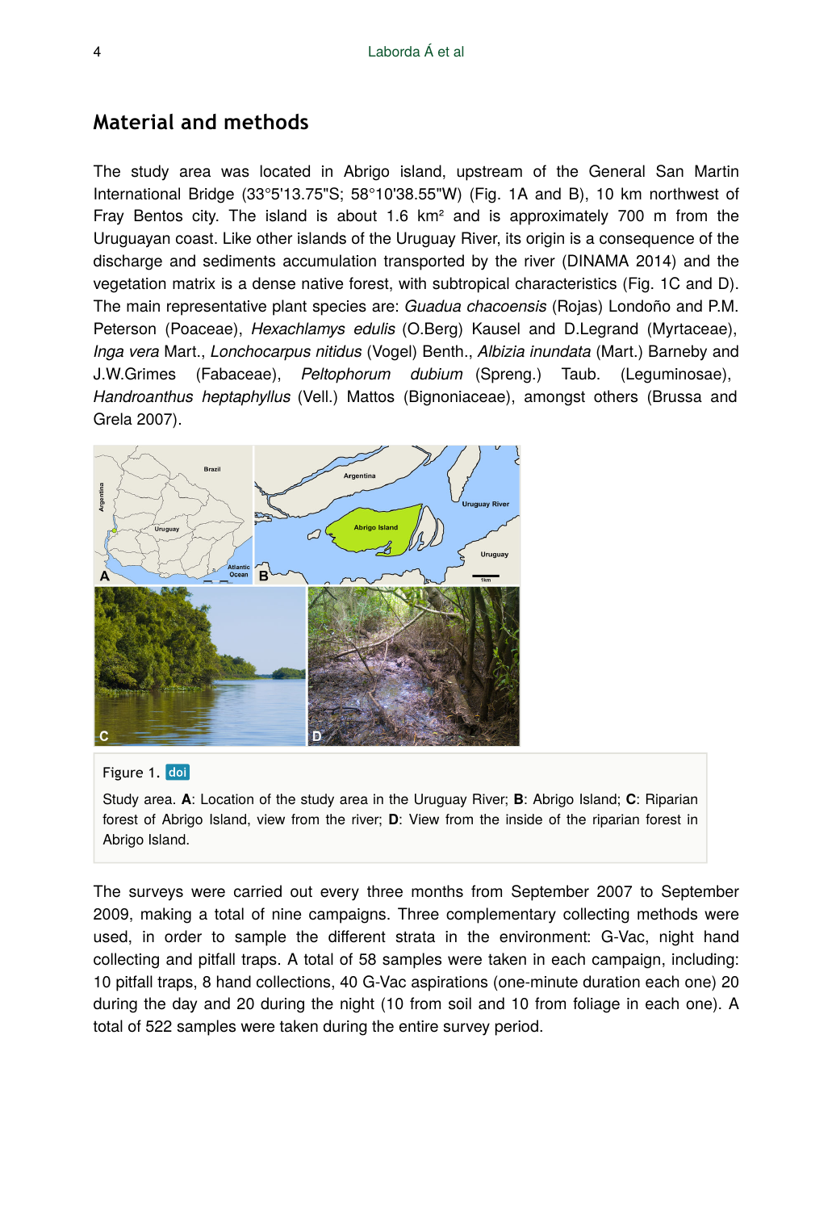## Material and methods

The study area was located in Abrigo island, upstream of the General San Martin International Bridge (33°5'13.75"S; 58°10'38.55"W) (Fig. 1A and B), 10 km northwest of Fray Bentos city. The island is about 1.6 km² and is approximately 700 m from the Uruguayan coast. Like other islands of the Uruguay River, its origin is a consequence of the discharge and sediments accumulation transported by the river (DINAMA 2014) and the vegetation matrix is a dense native forest, with subtropical characteristics (Fig. 1C and D). The main representative plant species are: *Guadua chacoensis* (Rojas) Londoño and P.M. Peterson (Poaceae), *Hexachlamys edulis* (O.Berg) Kausel and D.Legrand (Myrtaceae), *Inga vera* Mart., *Lonchocarpus nitidus* (Vogel) Benth., *Albizia inundata* (Mart.) Barneby and J.W.Grimes (Fabaceae), *Peltophorum dubium* (Spreng.) Taub. (Leguminosae), *Handroanthus heptaphyllus* (Vell.) Mattos (Bignoniaceae), amongst others (Brussa and Grela 2007).

Figure 1. doi

Study area. **A**: Location of the study area in the Uruguay River; **B**: Abrigo Island; **C**: Riparian forest of Abrigo Island, view from the river; **D**: View from the inside of the riparian forest in Abrigo Island.

The surveys were carried out every three months from September 2007 to September 2009, making a total of nine campaigns. Three complementary collecting methods were used, in order to sample the different strata in the environment: G-Vac, night hand collecting and pitfall traps. A total of 58 samples were taken in each campaign, including: 10 pitfall traps, 8 hand collections, 40 G-Vac aspirations (one-minute duration each one) 20 during the day and 20 during the night (10 from soil and 10 from foliage in each one). A total of 522 samples were taken during the entire survey period.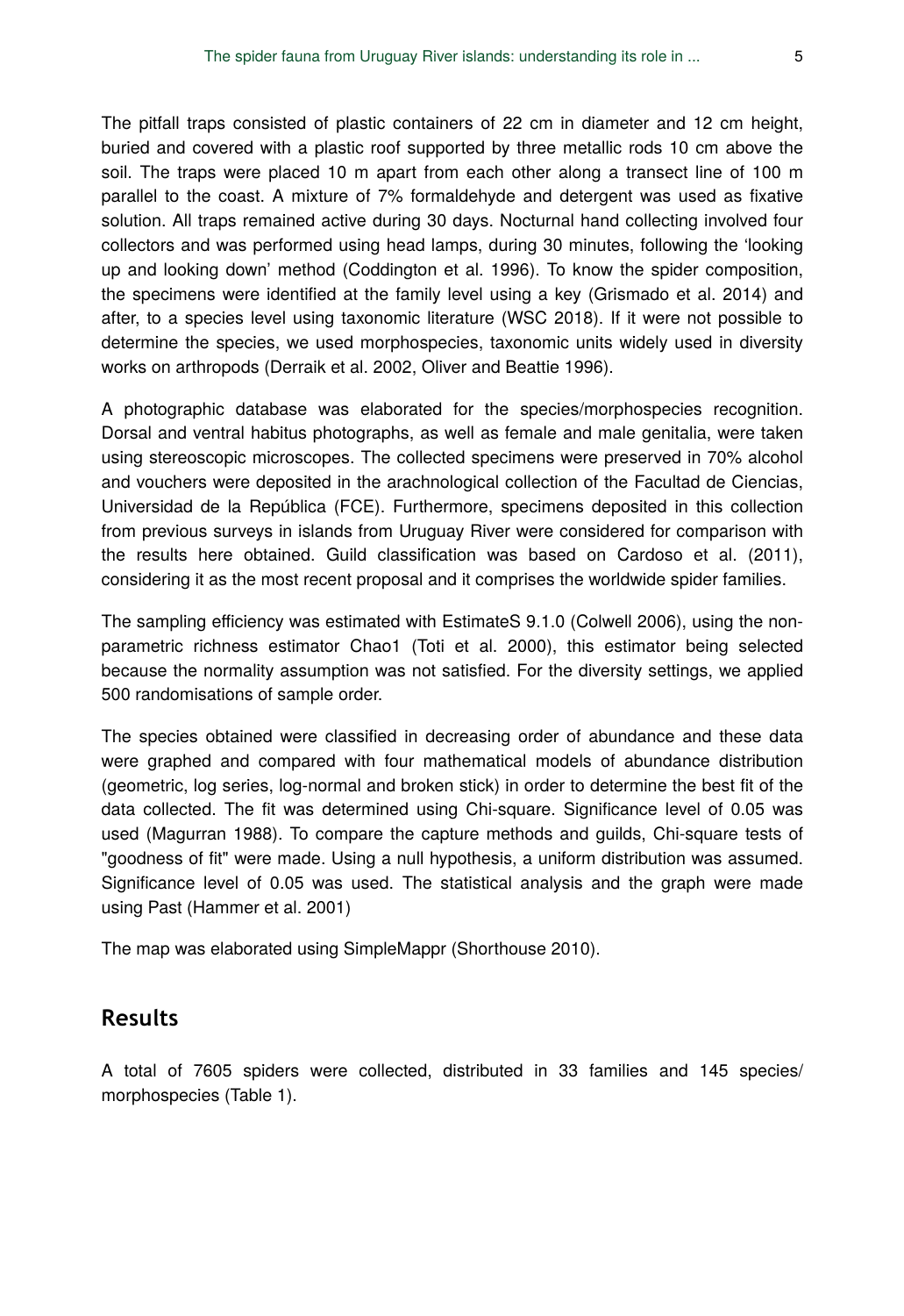The pitfall traps consisted of plastic containers of 22 cm in diameter and 12 cm height, buried and covered with a plastic roof supported by three metallic rods 10 cm above the soil. The traps were placed 10 m apart from each other along a transect line of 100 m parallel to the coast. A mixture of 7% formaldehyde and detergent was used as fixative solution. All traps remained active during 30 days. Nocturnal hand collecting involved four collectors and was performed using head lamps, during 30 minutes, following the 'looking up and looking down' method (Coddington et al. 1996). To know the spider composition, the specimens were identified at the family level using a key (Grismado et al. 2014) and after, to a species level using taxonomic literature (WSC 2018). If it were not possible to determine the species, we used morphospecies, taxonomic units widely used in diversity works on arthropods (Derraik et al. 2002, Oliver and Beattie 1996).

A photographic database was elaborated for the species/morphospecies recognition. Dorsal and ventral habitus photographs, as well as female and male genitalia, were taken using stereoscopic microscopes. The collected specimens were preserved in 70% alcohol and vouchers were deposited in the arachnological collection of the Facultad de Ciencias, Universidad de la República (FCE). Furthermore, specimens deposited in this collection from previous surveys in islands from Uruguay River were considered for comparison with the results here obtained. Guild classification was based on Cardoso et al. (2011), considering it as the most recent proposal and it comprises the worldwide spider families.

The sampling efficiency was estimated with EstimateS 9.1.0 (Colwell 2006), using the non-parametric richness estimator Chao1 (Toti et al. 2000), this estimator being selected because the normality assumption was not satisfied. For the diversity settings, we applied 500 randomisations of sample order.

The species obtained were classified in decreasing order of abundance and these data were graphed and compared with four mathematical models of abundance distribution (geometric, log series, log-normal and broken stick) in order to determine the best fit of the data collected. The fit was determined using Chi-square. Significance level of 0.05 was used (Magurran 1988). To compare the capture methods and guilds, Chi-square tests of "goodness of fit" were made. Using a null hypothesis, a uniform distribution was assumed. Significance level of 0.05 was used. The statistical analysis and the graph were made using Past (Hammer et al. 2001)

The map was elaborated using SimpleMappr (Shorthouse 2010).

## Results

A total of 7605 spiders were collected, distributed in 33 families and 145 species/ morphospecies (Table 1).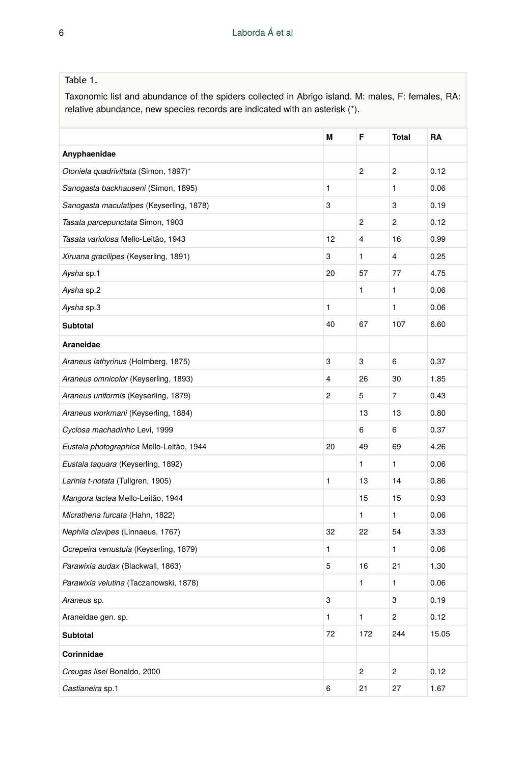Table 1.

Taxonomic list and abundance of the spiders collected in Abrigo island. M: males, F: females, RA: relative abundance, new species records are indicated with an asterisk (*).

| | M | F | Total | RA |
|---|---|---|---|---|
| **Anyphaenidae** | | | | |
| *Otoniela quadrivittata* (Simon, 1897)* | | 2 | 2 | 0.12 |
| *Sanogasta backhauseni* (Simon, 1895) | 1 | | 1 | 0.06 |
| *Sanogasta maculatipes* (Keyserling, 1878) | 3 | | 3 | 0.19 |
| *Tasata parcepunctata* Simon, 1903 | | 2 | 2 | 0.12 |
| *Tasata variolosa* Mello-Leitão, 1943 | 12 | 4 | 16 | 0.99 |
| *Xiruana gracilipes* (Keyserling, 1891) | 3 | 1 | 4 | 0.25 |
| *Aysha* sp.1 | 20 | 57 | 77 | 4.75 |
| *Aysha* sp.2 | | 1 | 1 | 0.06 |
| *Aysha* sp.3 | 1 | | 1 | 0.06 |
| **Subtotal** | 40 | 67 | 107 | 6.60 |
| **Araneidae** | | | | |
| *Araneus lathyrinus* (Holmberg, 1875) | 3 | 3 | 6 | 0.37 |
| *Araneus omnicolor* (Keyserling, 1893) | 4 | 26 | 30 | 1.85 |
| *Araneus uniformis* (Keyserling, 1879) | 2 | 5 | 7 | 0.43 |
| *Araneus workmani* (Keyserling, 1884) | | 13 | 13 | 0.80 |
| *Cyclosa machadinho* Levi, 1999 | | 6 | 6 | 0.37 |
| *Eustala photographica* Mello-Leitão, 1944 | 20 | 49 | 69 | 4.26 |
| *Eustala taquara* (Keyserling, 1892) | | 1 | 1 | 0.06 |
| *Larinia t-notata* (Tullgren, 1905) | 1 | 13 | 14 | 0.86 |
| *Mangora lactea* Mello-Leitão, 1944 | | 15 | 15 | 0.93 |
| *Micrathena furcata* (Hahn, 1822) | | 1 | 1 | 0.06 |
| *Nephila clavipes* (Linnaeus, 1767) | 32 | 22 | 54 | 3.33 |
| *Ocrepeira venustula* (Keyserling, 1879) | 1 | | 1 | 0.06 |
| *Parawixia audax* (Blackwall, 1863) | 5 | 16 | 21 | 1.30 |
| *Parawixia velutina* (Taczanowski, 1878) | | 1 | 1 | 0.06 |
| *Araneus* sp. | 3 | | 3 | 0.19 |
| Araneidae gen. sp. | 1 | 1 | 2 | 0.12 |
| **Subtotal** | 72 | 172 | 244 | 15.05 |
| **Corinnidae** | | | | |
| *Creugas lisei* Bonaldo, 2000 | | 2 | 2 | 0.12 |
| *Castianeira* sp.1 | 6 | 21 | 27 | 1.67 |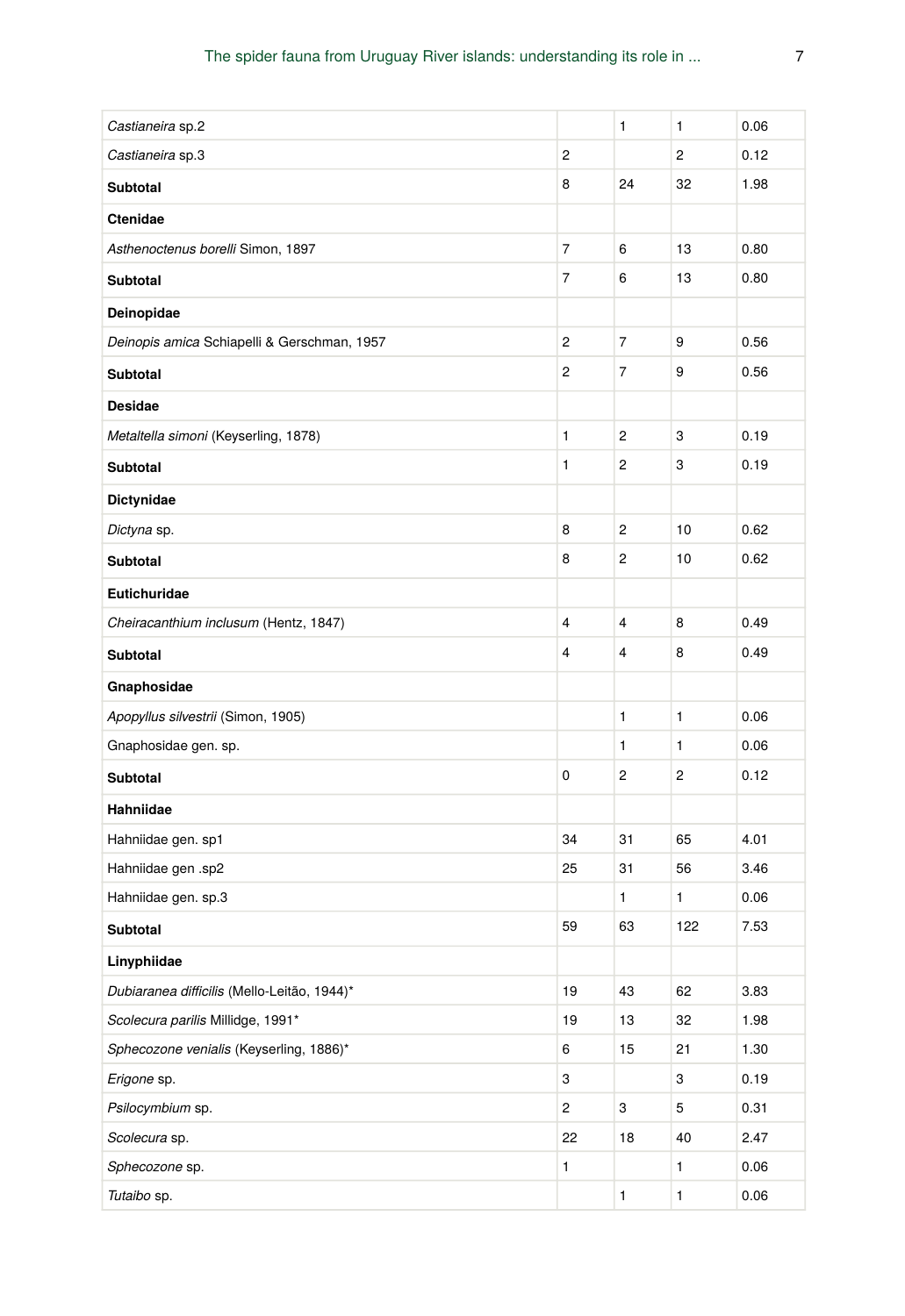| | | | | |
|---|---|---|---|---|
| *Castianeira* sp.2 | | 1 | 1 | 0.06 |
| *Castianeira* sp.3 | 2 | | 2 | 0.12 |
| **Subtotal** | 8 | 24 | 32 | 1.98 |
| **Ctenidae** | | | | |
| *Asthenoctenus borelli* Simon, 1897 | 7 | 6 | 13 | 0.80 |
| **Subtotal** | 7 | 6 | 13 | 0.80 |
| **Deinopidae** | | | | |
| *Deinopis amica* Schiapelli & Gerschman, 1957 | 2 | 7 | 9 | 0.56 |
| **Subtotal** | 2 | 7 | 9 | 0.56 |
| **Desidae** | | | | |
| *Metaltella simoni* (Keyserling, 1878) | 1 | 2 | 3 | 0.19 |
| **Subtotal** | 1 | 2 | 3 | 0.19 |
| **Dictynidae** | | | | |
| *Dictyna* sp. | 8 | 2 | 10 | 0.62 |
| **Subtotal** | 8 | 2 | 10 | 0.62 |
| **Eutichuridae** | | | | |
| *Cheiracanthium inclusum* (Hentz, 1847) | 4 | 4 | 8 | 0.49 |
| **Subtotal** | 4 | 4 | 8 | 0.49 |
| **Gnaphosidae** | | | | |
| *Apopyllus silvestrii* (Simon, 1905) | | 1 | 1 | 0.06 |
| Gnaphosidae gen. sp. | | 1 | 1 | 0.06 |
| **Subtotal** | 0 | 2 | 2 | 0.12 |
| **Hahniidae** | | | | |
| Hahniidae gen. sp1 | 34 | 31 | 65 | 4.01 |
| Hahniidae gen .sp2 | 25 | 31 | 56 | 3.46 |
| Hahniidae gen. sp.3 | | 1 | 1 | 0.06 |
| **Subtotal** | 59 | 63 | 122 | 7.53 |
| **Linyphiidae** | | | | |
| *Dubiaranea difficilis* (Mello-Leitão, 1944)* | 19 | 43 | 62 | 3.83 |
| *Scolecura parilis* Millidge, 1991* | 19 | 13 | 32 | 1.98 |
| *Sphecozone venialis* (Keyserling, 1886)* | 6 | 15 | 21 | 1.30 |
| *Erigone* sp. | 3 | | 3 | 0.19 |
| *Psilocymbium* sp. | 2 | 3 | 5 | 0.31 |
| *Scolecura* sp. | 22 | 18 | 40 | 2.47 |
| *Sphecozone* sp. | 1 | | 1 | 0.06 |
| *Tutaibo* sp. | | 1 | 1 | 0.06 |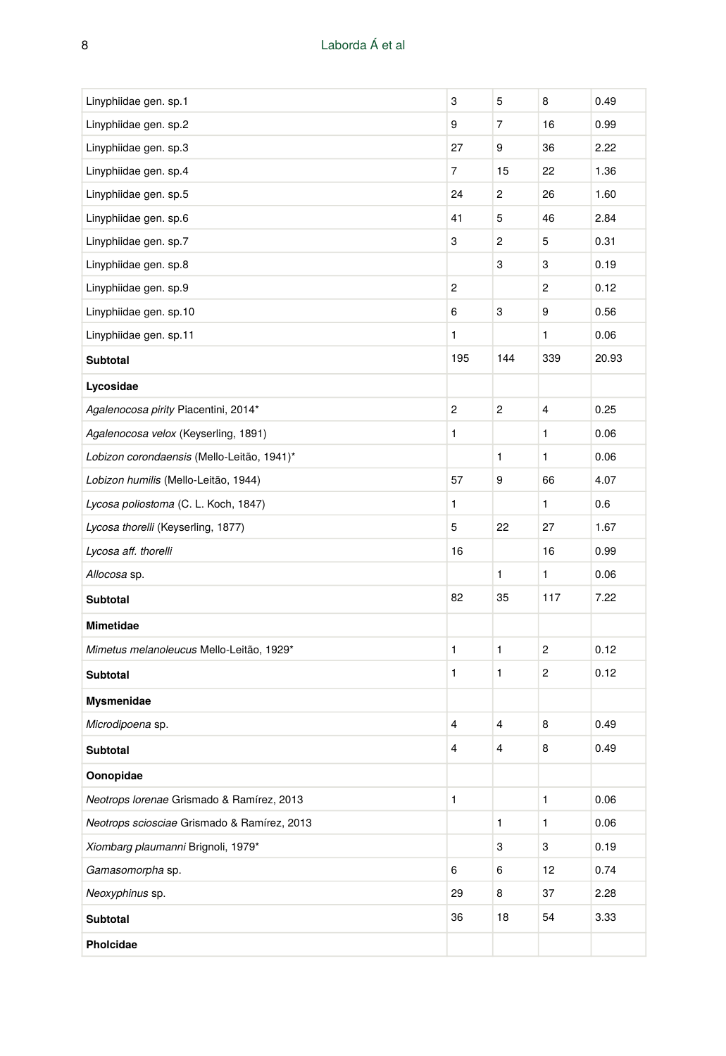| | | | | |
|---|---|---|---|---|
| Linyphiidae gen. sp.1 | 3 | 5 | 8 | 0.49 |
| Linyphiidae gen. sp.2 | 9 | 7 | 16 | 0.99 |
| Linyphiidae gen. sp.3 | 27 | 9 | 36 | 2.22 |
| Linyphiidae gen. sp.4 | 7 | 15 | 22 | 1.36 |
| Linyphiidae gen. sp.5 | 24 | 2 | 26 | 1.60 |
| Linyphiidae gen. sp.6 | 41 | 5 | 46 | 2.84 |
| Linyphiidae gen. sp.7 | 3 | 2 | 5 | 0.31 |
| Linyphiidae gen. sp.8 | | 3 | 3 | 0.19 |
| Linyphiidae gen. sp.9 | 2 | | 2 | 0.12 |
| Linyphiidae gen. sp.10 | 6 | 3 | 9 | 0.56 |
| Linyphiidae gen. sp.11 | 1 | | 1 | 0.06 |
| **Subtotal** | 195 | 144 | 339 | 20.93 |
| **Lycosidae** | | | | |
| *Agalenocosa pirity* Piacentini, 2014* | 2 | 2 | 4 | 0.25 |
| *Agalenocosa velox* (Keyserling, 1891) | 1 | | 1 | 0.06 |
| *Lobizon corondaensis* (Mello-Leitão, 1941)* | | 1 | 1 | 0.06 |
| *Lobizon humilis* (Mello-Leitão, 1944) | 57 | 9 | 66 | 4.07 |
| *Lycosa poliostoma* (C. L. Koch, 1847) | 1 | | 1 | 0.6 |
| *Lycosa thorelli* (Keyserling, 1877) | 5 | 22 | 27 | 1.67 |
| *Lycosa aff. thorelli* | 16 | | 16 | 0.99 |
| *Allocosa* sp. | | 1 | 1 | 0.06 |
| **Subtotal** | 82 | 35 | 117 | 7.22 |
| **Mimetidae** | | | | |
| *Mimetus melanoleucus* Mello-Leitão, 1929* | 1 | 1 | 2 | 0.12 |
| **Subtotal** | 1 | 1 | 2 | 0.12 |
| **Mysmenidae** | | | | |
| *Microdipoena* sp. | 4 | 4 | 8 | 0.49 |
| **Subtotal** | 4 | 4 | 8 | 0.49 |
| **Oonopidae** | | | | |
| *Neotrops lorenae* Grismado & Ramírez, 2013 | 1 | | 1 | 0.06 |
| *Neotrops sciosciae* Grismado & Ramírez, 2013 | | 1 | 1 | 0.06 |
| *Xiombarg plaumanni* Brignoli, 1979* | | 3 | 3 | 0.19 |
| *Gamasomorpha* sp. | 6 | 6 | 12 | 0.74 |
| *Neoxyphinus* sp. | 29 | 8 | 37 | 2.28 |
| **Subtotal** | 36 | 18 | 54 | 3.33 |
| **Pholcidae** | | | | |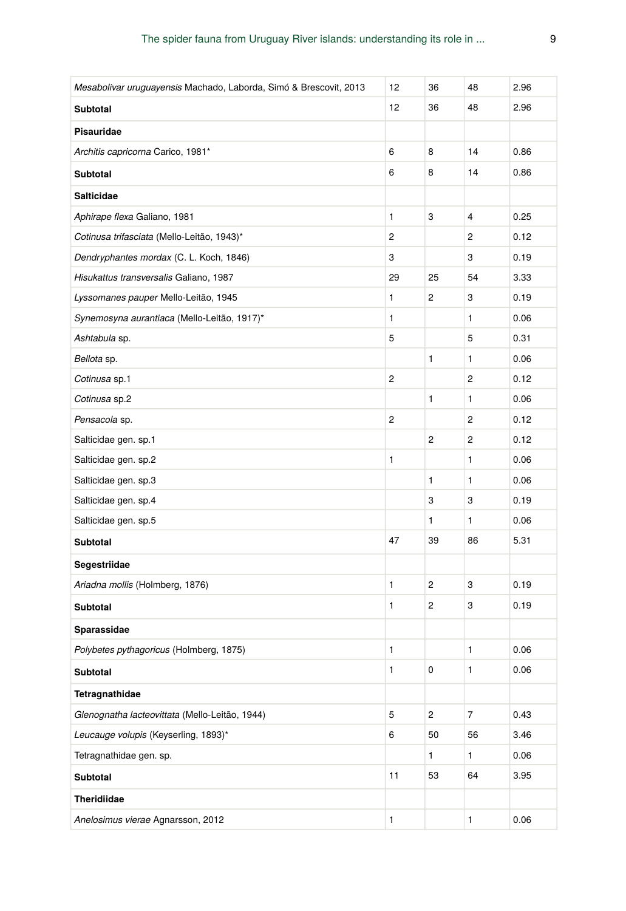| | | | | |
|---|---|---|---|---|
| *Mesabolivar uruguayensis* Machado, Laborda, Simó & Brescovit, 2013 | 12 | 36 | 48 | 2.96 |
| **Subtotal** | 12 | 36 | 48 | 2.96 |
| **Pisauridae** | | | | |
| *Architis capricorna* Carico, 1981* | 6 | 8 | 14 | 0.86 |
| **Subtotal** | 6 | 8 | 14 | 0.86 |
| **Salticidae** | | | | |
| *Aphirape flexa* Galiano, 1981 | 1 | 3 | 4 | 0.25 |
| *Cotinusa trifasciata* (Mello-Leitão, 1943)* | 2 | | 2 | 0.12 |
| *Dendryphantes mordax* (C. L. Koch, 1846) | 3 | | 3 | 0.19 |
| *Hisukattus transversalis* Galiano, 1987 | 29 | 25 | 54 | 3.33 |
| *Lyssomanes pauper* Mello-Leitão, 1945 | 1 | 2 | 3 | 0.19 |
| *Synemosyna aurantiaca* (Mello-Leitão, 1917)* | 1 | | 1 | 0.06 |
| *Ashtabula* sp. | 5 | | 5 | 0.31 |
| *Bellota* sp. | | 1 | 1 | 0.06 |
| *Cotinusa* sp.1 | 2 | | 2 | 0.12 |
| *Cotinusa* sp.2 | | 1 | 1 | 0.06 |
| *Pensacola* sp. | 2 | | 2 | 0.12 |
| Salticidae gen. sp.1 | | 2 | 2 | 0.12 |
| Salticidae gen. sp.2 | 1 | | 1 | 0.06 |
| Salticidae gen. sp.3 | | 1 | 1 | 0.06 |
| Salticidae gen. sp.4 | | 3 | 3 | 0.19 |
| Salticidae gen. sp.5 | | 1 | 1 | 0.06 |
| **Subtotal** | 47 | 39 | 86 | 5.31 |
| **Segestriidae** | | | | |
| *Ariadna mollis* (Holmberg, 1876) | 1 | 2 | 3 | 0.19 |
| **Subtotal** | 1 | 2 | 3 | 0.19 |
| **Sparassidae** | | | | |
| *Polybetes pythagoricus* (Holmberg, 1875) | 1 | | 1 | 0.06 |
| **Subtotal** | 1 | 0 | 1 | 0.06 |
| **Tetragnathidae** | | | | |
| *Glenognatha lacteovittata* (Mello-Leitão, 1944) | 5 | 2 | 7 | 0.43 |
| *Leucauge volupis* (Keyserling, 1893)* | 6 | 50 | 56 | 3.46 |
| Tetragnathidae gen. sp. | | 1 | 1 | 0.06 |
| **Subtotal** | 11 | 53 | 64 | 3.95 |
| **Theridiidae** | | | | |
| *Anelosimus vierae* Agnarsson, 2012 | 1 | | 1 | 0.06 |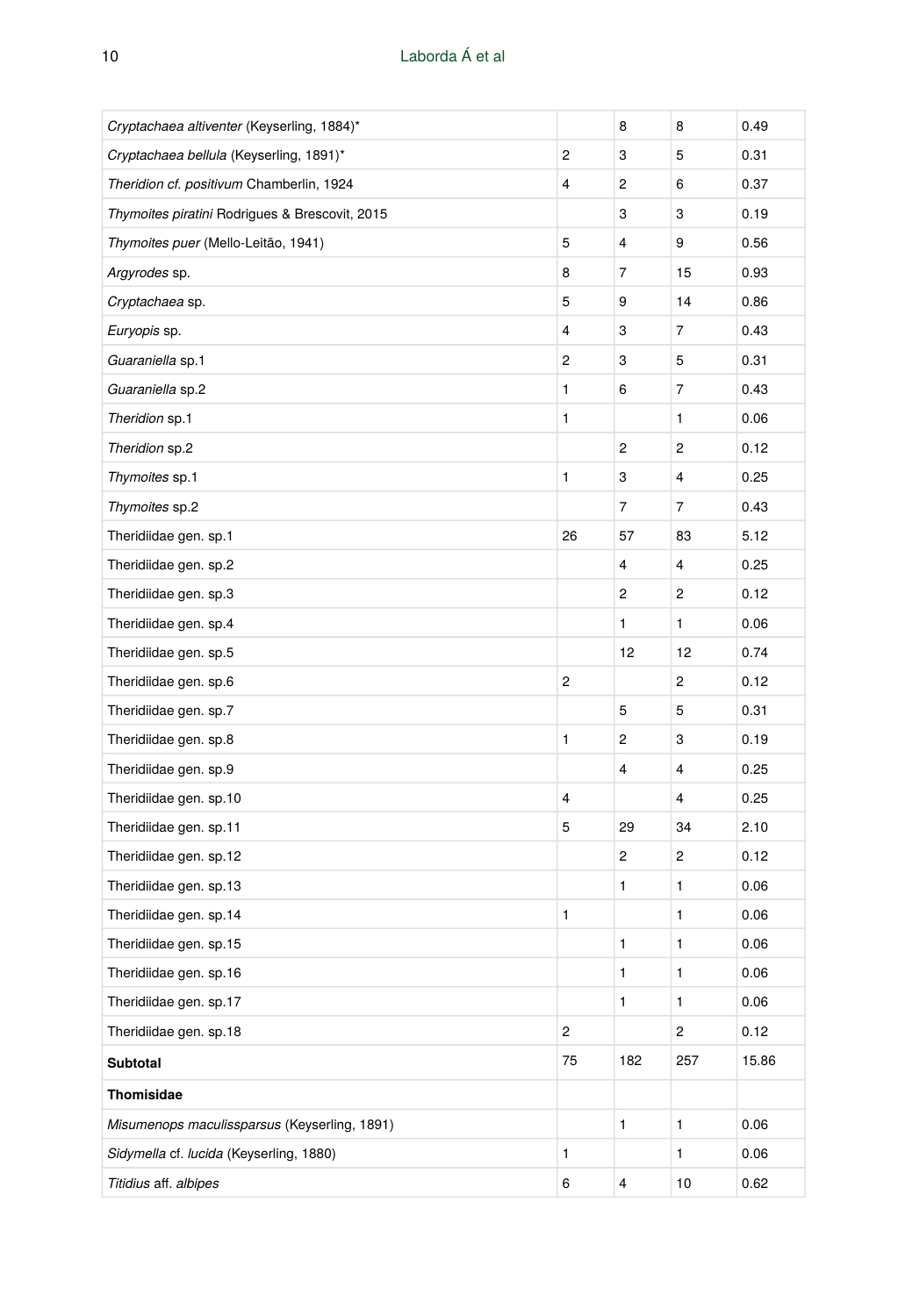| | | | | |
|---|---|---|---|---|
| *Cryptachaea altiventer* (Keyserling, 1884)* | | 8 | 8 | 0.49 |
| *Cryptachaea bellula* (Keyserling, 1891)* | 2 | 3 | 5 | 0.31 |
| *Theridion cf. positivum* Chamberlin, 1924 | 4 | 2 | 6 | 0.37 |
| *Thymoites piratini* Rodrigues & Brescovit, 2015 | | 3 | 3 | 0.19 |
| *Thymoites puer* (Mello-Leitão, 1941) | 5 | 4 | 9 | 0.56 |
| *Argyrodes* sp. | 8 | 7 | 15 | 0.93 |
| *Cryptachaea* sp. | 5 | 9 | 14 | 0.86 |
| *Euryopis* sp. | 4 | 3 | 7 | 0.43 |
| *Guaraniella* sp.1 | 2 | 3 | 5 | 0.31 |
| *Guaraniella* sp.2 | 1 | 6 | 7 | 0.43 |
| *Theridion* sp.1 | 1 | | 1 | 0.06 |
| *Theridion* sp.2 | | 2 | 2 | 0.12 |
| *Thymoites* sp.1 | 1 | 3 | 4 | 0.25 |
| *Thymoites* sp.2 | | 7 | 7 | 0.43 |
| Theridiidae gen. sp.1 | 26 | 57 | 83 | 5.12 |
| Theridiidae gen. sp.2 | | 4 | 4 | 0.25 |
| Theridiidae gen. sp.3 | | 2 | 2 | 0.12 |
| Theridiidae gen. sp.4 | | 1 | 1 | 0.06 |
| Theridiidae gen. sp.5 | | 12 | 12 | 0.74 |
| Theridiidae gen. sp.6 | 2 | | 2 | 0.12 |
| Theridiidae gen. sp.7 | | 5 | 5 | 0.31 |
| Theridiidae gen. sp.8 | 1 | 2 | 3 | 0.19 |
| Theridiidae gen. sp.9 | | 4 | 4 | 0.25 |
| Theridiidae gen. sp.10 | 4 | | 4 | 0.25 |
| Theridiidae gen. sp.11 | 5 | 29 | 34 | 2.10 |
| Theridiidae gen. sp.12 | | 2 | 2 | 0.12 |
| Theridiidae gen. sp.13 | | 1 | 1 | 0.06 |
| Theridiidae gen. sp.14 | 1 | | 1 | 0.06 |
| Theridiidae gen. sp.15 | | 1 | 1 | 0.06 |
| Theridiidae gen. sp.16 | | 1 | 1 | 0.06 |
| Theridiidae gen. sp.17 | | 1 | 1 | 0.06 |
| Theridiidae gen. sp.18 | 2 | | 2 | 0.12 |
| **Subtotal** | 75 | 182 | 257 | 15.86 |
| **Thomisidae** | | | | |
| *Misumenops maculissparsus* (Keyserling, 1891) | | 1 | 1 | 0.06 |
| *Sidymella* cf. *lucida* (Keyserling, 1880) | 1 | | 1 | 0.06 |
| *Titidius* aff. *albipes* | 6 | 4 | 10 | 0.62 |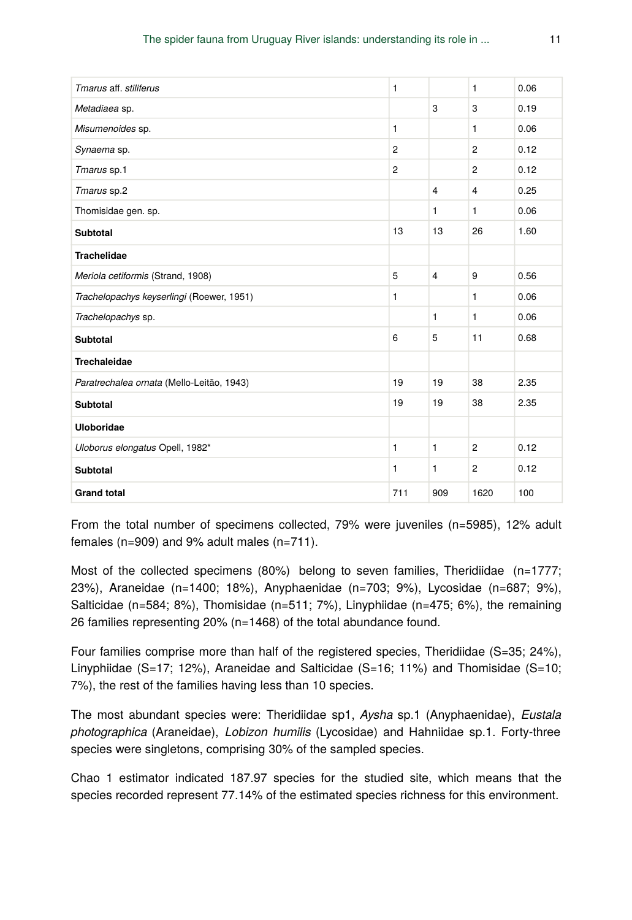| | | | | |
|---|---|---|---|---|
| *Tmarus* aff. *stiliferus* | 1 | | 1 | 0.06 |
| *Metadiaea* sp. | | 3 | 3 | 0.19 |
| *Misumenoides* sp. | 1 | | 1 | 0.06 |
| *Synaema* sp. | 2 | | 2 | 0.12 |
| *Tmarus* sp.1 | 2 | | 2 | 0.12 |
| *Tmarus* sp.2 | | 4 | 4 | 0.25 |
| Thomisidae gen. sp. | | 1 | 1 | 0.06 |
| **Subtotal** | 13 | 13 | 26 | 1.60 |
| **Trachelidae** | | | | |
| *Meriola cetiformis* (Strand, 1908) | 5 | 4 | 9 | 0.56 |
| *Trachelopachys keyserlingi* (Roewer, 1951) | 1 | | 1 | 0.06 |
| *Trachelopachys* sp. | | 1 | 1 | 0.06 |
| **Subtotal** | 6 | 5 | 11 | 0.68 |
| **Trechaleidae** | | | | |
| *Paratrechalea ornata* (Mello-Leitão, 1943) | 19 | 19 | 38 | 2.35 |
| **Subtotal** | 19 | 19 | 38 | 2.35 |
| **Uloboridae** | | | | |
| *Uloborus elongatus* Opell, 1982* | 1 | 1 | 2 | 0.12 |
| **Subtotal** | 1 | 1 | 2 | 0.12 |
| **Grand total** | 711 | 909 | 1620 | 100 |

From the total number of specimens collected, 79% were juveniles (n=5985), 12% adult females (n=909) and 9% adult males (n=711).

Most of the collected specimens (80%) belong to seven families, Theridiidae (n=1777; 23%), Araneidae (n=1400; 18%), Anyphaenidae (n=703; 9%), Lycosidae (n=687; 9%), Salticidae (n=584; 8%), Thomisidae (n=511; 7%), Linyphiidae (n=475; 6%), the remaining 26 families representing 20% (n=1468) of the total abundance found.

Four families comprise more than half of the registered species, Theridiidae (S=35; 24%), Linyphiidae (S=17; 12%), Araneidae and Salticidae (S=16; 11%) and Thomisidae (S=10; 7%), the rest of the families having less than 10 species.

The most abundant species were: Theridiidae sp1, *Aysha* sp.1 (Anyphaenidae), *Eustala photographica* (Araneidae), *Lobizon humilis* (Lycosidae) and Hahniidae sp.1. Forty-three species were singletons, comprising 30% of the sampled species.

Chao 1 estimator indicated 187.97 species for the studied site, which means that the species recorded represent 77.14% of the estimated species richness for this environment.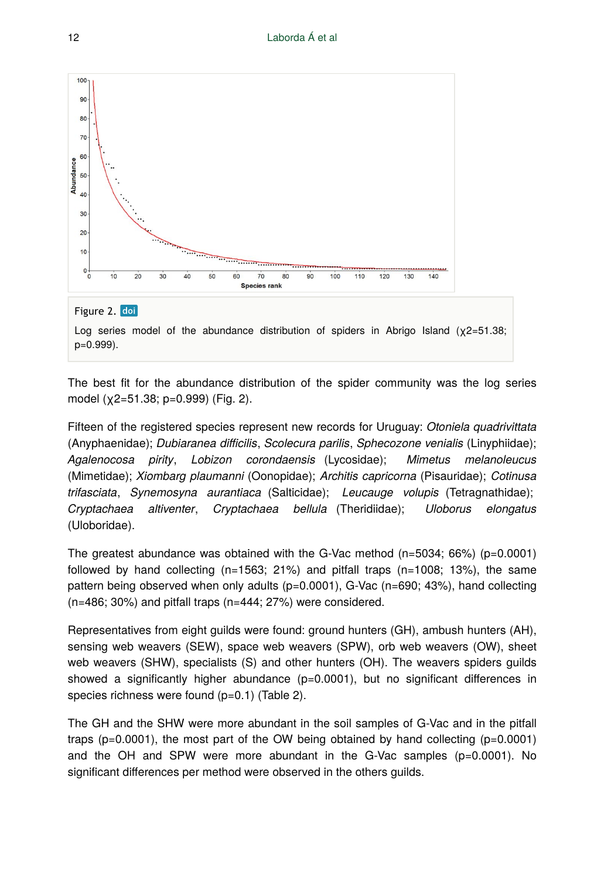Figure 2. doi

Log series model of the abundance distribution of spiders in Abrigo Island ($\chi2=51.38$; p=0.999).

The best fit for the abundance distribution of the spider community was the log series model ($\chi2=51.38$; p=0.999) (Fig. 2).

Fifteen of the registered species represent new records for Uruguay: *Otoniela quadrivittata* (Anyphaenidae); *Dubiaranea difficilis*, *Scolecura parilis*, *Sphecozone venialis* (Linyphiidae); *Agalenocosa pirity*, *Lobizon corondaensis* (Lycosidae); *Mimetus melanoleucus* (Mimetidae); *Xiombarg plaumanni* (Oonopidae); *Architis capricorna* (Pisauridae); *Cotinusa trifasciata*, *Synemosyna aurantiaca* (Salticidae); *Leucauge volupis* (Tetragnathidae); *Cryptachaea altiventer*, *Cryptachaea bellula* (Theridiidae); *Uloborus elongatus* (Uloboridae).

The greatest abundance was obtained with the G-Vac method (n=5034; 66%) (p=0.0001) followed by hand collecting (n=1563; 21%) and pitfall traps (n=1008; 13%), the same pattern being observed when only adults (p=0.0001), G-Vac (n=690; 43%), hand collecting (n=486; 30%) and pitfall traps (n=444; 27%) were considered.

Representatives from eight guilds were found: ground hunters (GH), ambush hunters (AH), sensing web weavers (SEW), space web weavers (SPW), orb web weavers (OW), sheet web weavers (SHW), specialists (S) and other hunters (OH). The weavers spiders guilds showed a significantly higher abundance (p=0.0001), but no significant differences in species richness were found (p=0.1) (Table 2).

The GH and the SHW were more abundant in the soil samples of G-Vac and in the pitfall traps (p=0.0001), the most part of the OW being obtained by hand collecting (p=0.0001) and the OH and SPW were more abundant in the G-Vac samples (p=0.0001). No significant differences per method were observed in the others guilds.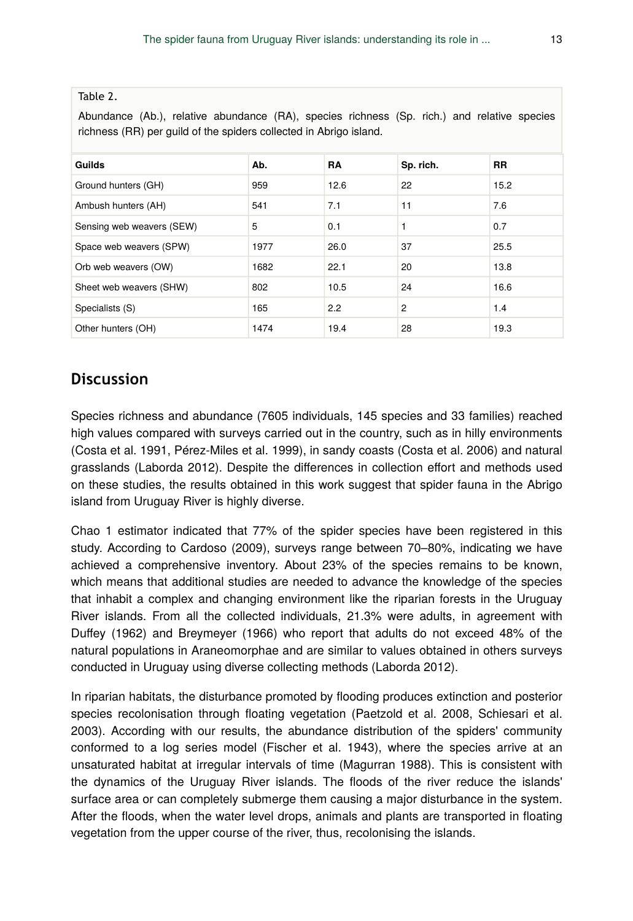Table 2.

Abundance (Ab.), relative abundance (RA), species richness (Sp. rich.) and relative species richness (RR) per guild of the spiders collected in Abrigo island.

| Guilds | Ab. | RA | Sp. rich. | RR |
|---|---|---|---|---|
| Ground hunters (GH) | 959 | 12.6 | 22 | 15.2 |
| Ambush hunters (AH) | 541 | 7.1 | 11 | 7.6 |
| Sensing web weavers (SEW) | 5 | 0.1 | 1 | 0.7 |
| Space web weavers (SPW) | 1977 | 26.0 | 37 | 25.5 |
| Orb web weavers (OW) | 1682 | 22.1 | 20 | 13.8 |
| Sheet web weavers (SHW) | 802 | 10.5 | 24 | 16.6 |
| Specialists (S) | 165 | 2.2 | 2 | 1.4 |
| Other hunters (OH) | 1474 | 19.4 | 28 | 19.3 |

## Discussion

Species richness and abundance (7605 individuals, 145 species and 33 families) reached high values compared with surveys carried out in the country, such as in hilly environments (Costa et al. 1991, Pérez-Miles et al. 1999), in sandy coasts (Costa et al. 2006) and natural grasslands (Laborda 2012). Despite the differences in collection effort and methods used on these studies, the results obtained in this work suggest that spider fauna in the Abrigo island from Uruguay River is highly diverse.

Chao 1 estimator indicated that 77% of the spider species have been registered in this study. According to Cardoso (2009), surveys range between 70–80%, indicating we have achieved a comprehensive inventory. About 23% of the species remains to be known, which means that additional studies are needed to advance the knowledge of the species that inhabit a complex and changing environment like the riparian forests in the Uruguay River islands. From all the collected individuals, 21.3% were adults, in agreement with Duffey (1962) and Breymeyer (1966) who report that adults do not exceed 48% of the natural populations in Araneomorphae and are similar to values obtained in others surveys conducted in Uruguay using diverse collecting methods (Laborda 2012).

In riparian habitats, the disturbance promoted by flooding produces extinction and posterior species recolonisation through floating vegetation (Paetzold et al. 2008, Schiesari et al. 2003). According with our results, the abundance distribution of the spiders' community conformed to a log series model (Fischer et al. 1943), where the species arrive at an unsaturated habitat at irregular intervals of time (Magurran 1988). This is consistent with the dynamics of the Uruguay River islands. The floods of the river reduce the islands' surface area or can completely submerge them causing a major disturbance in the system. After the floods, when the water level drops, animals and plants are transported in floating vegetation from the upper course of the river, thus, recolonising the islands.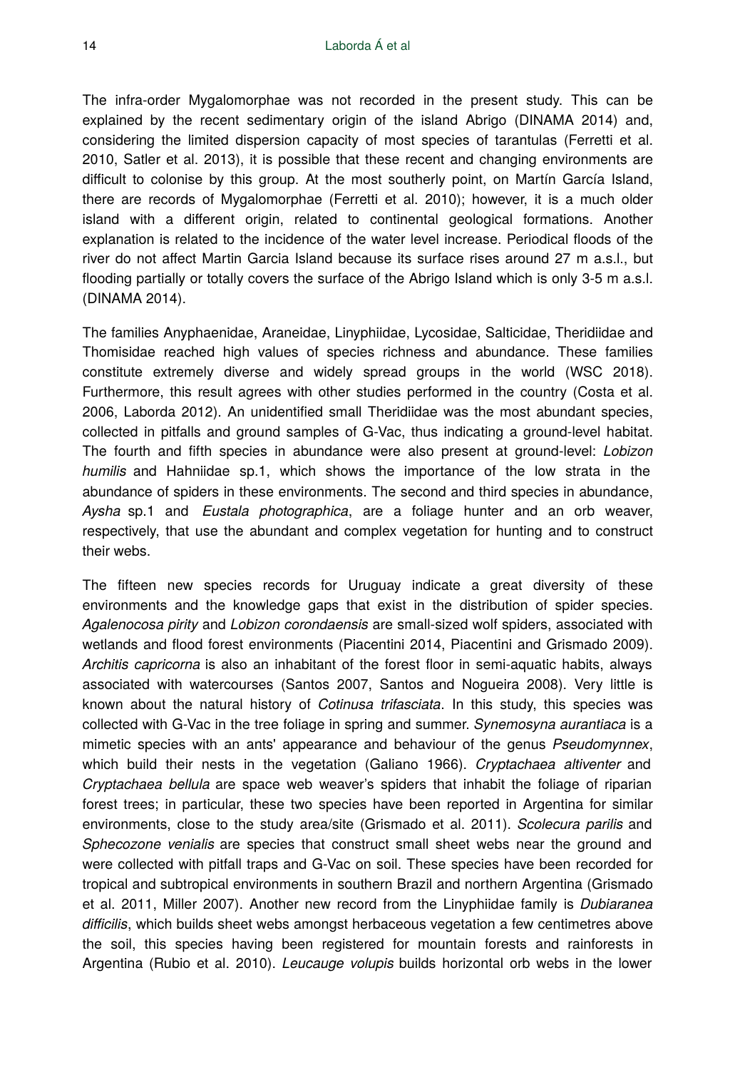The infra-order Mygalomorphae was not recorded in the present study. This can be explained by the recent sedimentary origin of the island Abrigo (DINAMA 2014) and, considering the limited dispersion capacity of most species of tarantulas (Ferretti et al. 2010, Satler et al. 2013), it is possible that these recent and changing environments are difficult to colonise by this group. At the most southerly point, on Martín García Island, there are records of Mygalomorphae (Ferretti et al. 2010); however, it is a much older island with a different origin, related to continental geological formations. Another explanation is related to the incidence of the water level increase. Periodical floods of the river do not affect Martin Garcia Island because its surface rises around 27 m a.s.l., but flooding partially or totally covers the surface of the Abrigo Island which is only 3-5 m a.s.l. (DINAMA 2014).

The families Anyphaenidae, Araneidae, Linyphiidae, Lycosidae, Salticidae, Theridiidae and Thomisidae reached high values of species richness and abundance. These families constitute extremely diverse and widely spread groups in the world (WSC 2018). Furthermore, this result agrees with other studies performed in the country (Costa et al. 2006, Laborda 2012). An unidentified small Theridiidae was the most abundant species, collected in pitfalls and ground samples of G-Vac, thus indicating a ground-level habitat. The fourth and fifth species in abundance were also present at ground-level: *Lobizon humilis* and Hahniidae sp.1, which shows the importance of the low strata in the abundance of spiders in these environments. The second and third species in abundance, *Aysha* sp.1 and *Eustala photographica*, are a foliage hunter and an orb weaver, respectively, that use the abundant and complex vegetation for hunting and to construct their webs.

The fifteen new species records for Uruguay indicate a great diversity of these environments and the knowledge gaps that exist in the distribution of spider species. *Agalenocosa pirity* and *Lobizon corondaensis* are small-sized wolf spiders, associated with wetlands and flood forest environments (Piacentini 2014, Piacentini and Grismado 2009). *Architis capricorna* is also an inhabitant of the forest floor in semi-aquatic habits, always associated with watercourses (Santos 2007, Santos and Nogueira 2008). Very little is known about the natural history of *Cotinusa trifasciata*. In this study, this species was collected with G-Vac in the tree foliage in spring and summer. *Synemosyna aurantiaca* is a mimetic species with an ants' appearance and behaviour of the genus *Pseudomynnex*, which build their nests in the vegetation (Galiano 1966). *Cryptachaea altiventer* and *Cryptachaea bellula* are space web weaver's spiders that inhabit the foliage of riparian forest trees; in particular, these two species have been reported in Argentina for similar environments, close to the study area/site (Grismado et al. 2011). *Scolecura parilis* and *Sphecozone venialis* are species that construct small sheet webs near the ground and were collected with pitfall traps and G-Vac on soil. These species have been recorded for tropical and subtropical environments in southern Brazil and northern Argentina (Grismado et al. 2011, Miller 2007). Another new record from the Linyphiidae family is *Dubiaranea difficilis*, which builds sheet webs amongst herbaceous vegetation a few centimetres above the soil, this species having been registered for mountain forests and rainforests in Argentina (Rubio et al. 2010). *Leucauge volupis* builds horizontal orb webs in the lower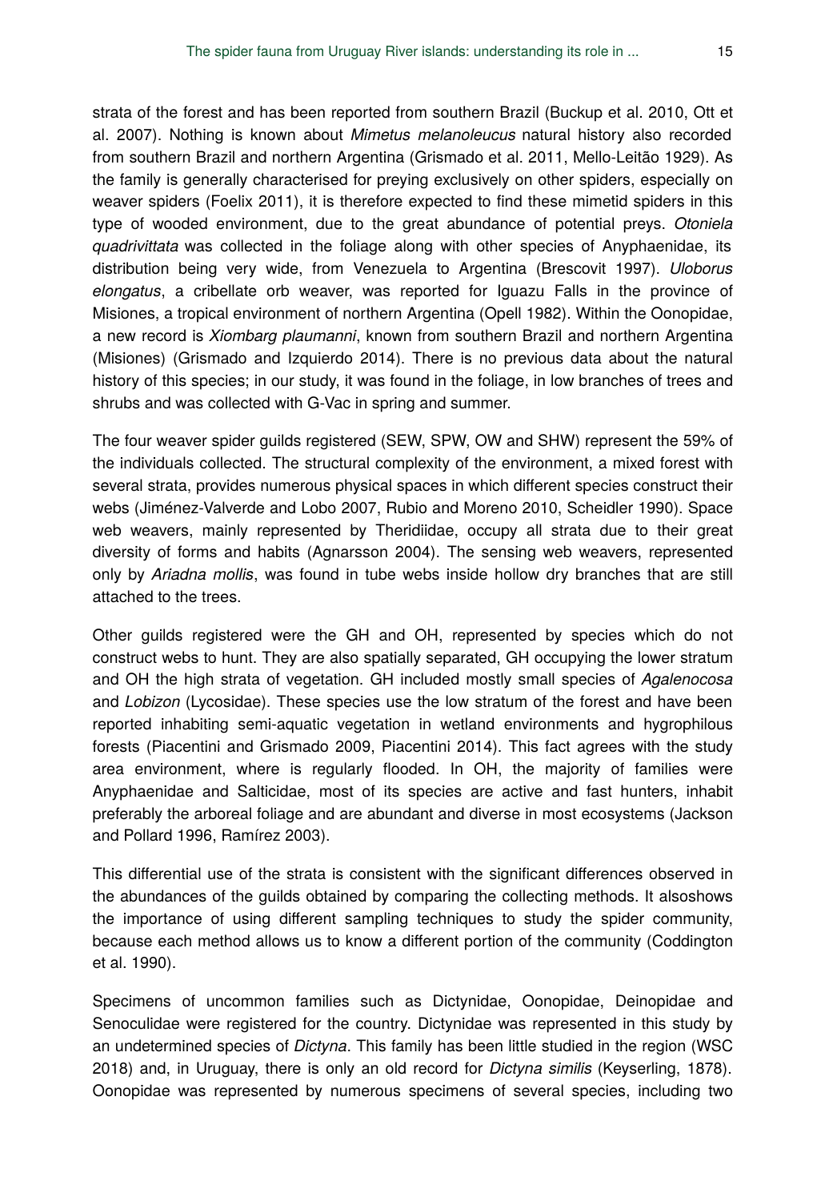strata of the forest and has been reported from southern Brazil (Buckup et al. 2010, Ott et al. 2007). Nothing is known about *Mimetus melanoleucus* natural history also recorded from southern Brazil and northern Argentina (Grismado et al. 2011, Mello-Leitão 1929). As the family is generally characterised for preying exclusively on other spiders, especially on weaver spiders (Foelix 2011), it is therefore expected to find these mimetid spiders in this type of wooded environment, due to the great abundance of potential preys. *Otoniela quadrivittata* was collected in the foliage along with other species of Anyphaenidae, its distribution being very wide, from Venezuela to Argentina (Brescovit 1997). *Uloborus elongatus*, a cribellate orb weaver, was reported for Iguazu Falls in the province of Misiones, a tropical environment of northern Argentina (Opell 1982). Within the Oonopidae, a new record is *Xiombarg plaumanni*, known from southern Brazil and northern Argentina (Misiones) (Grismado and Izquierdo 2014). There is no previous data about the natural history of this species; in our study, it was found in the foliage, in low branches of trees and shrubs and was collected with G-Vac in spring and summer.

The four weaver spider guilds registered (SEW, SPW, OW and SHW) represent the 59% of the individuals collected. The structural complexity of the environment, a mixed forest with several strata, provides numerous physical spaces in which different species construct their webs (Jiménez-Valverde and Lobo 2007, Rubio and Moreno 2010, Scheidler 1990). Space web weavers, mainly represented by Theridiidae, occupy all strata due to their great diversity of forms and habits (Agnarsson 2004). The sensing web weavers, represented only by *Ariadna mollis*, was found in tube webs inside hollow dry branches that are still attached to the trees.

Other guilds registered were the GH and OH, represented by species which do not construct webs to hunt. They are also spatially separated, GH occupying the lower stratum and OH the high strata of vegetation. GH included mostly small species of *Agalenocosa* and *Lobizon* (Lycosidae). These species use the low stratum of the forest and have been reported inhabiting semi-aquatic vegetation in wetland environments and hygrophilous forests (Piacentini and Grismado 2009, Piacentini 2014). This fact agrees with the study area environment, where is regularly flooded. In OH, the majority of families were Anyphaenidae and Salticidae, most of its species are active and fast hunters, inhabit preferably the arboreal foliage and are abundant and diverse in most ecosystems (Jackson and Pollard 1996, Ramírez 2003).

This differential use of the strata is consistent with the significant differences observed in the abundances of the guilds obtained by comparing the collecting methods. It alsoshows the importance of using different sampling techniques to study the spider community, because each method allows us to know a different portion of the community (Coddington et al. 1990).

Specimens of uncommon families such as Dictynidae, Oonopidae, Deinopidae and Senoculidae were registered for the country. Dictynidae was represented in this study by an undetermined species of *Dictyna*. This family has been little studied in the region (WSC 2018) and, in Uruguay, there is only an old record for *Dictyna similis* (Keyserling, 1878). Oonopidae was represented by numerous specimens of several species, including two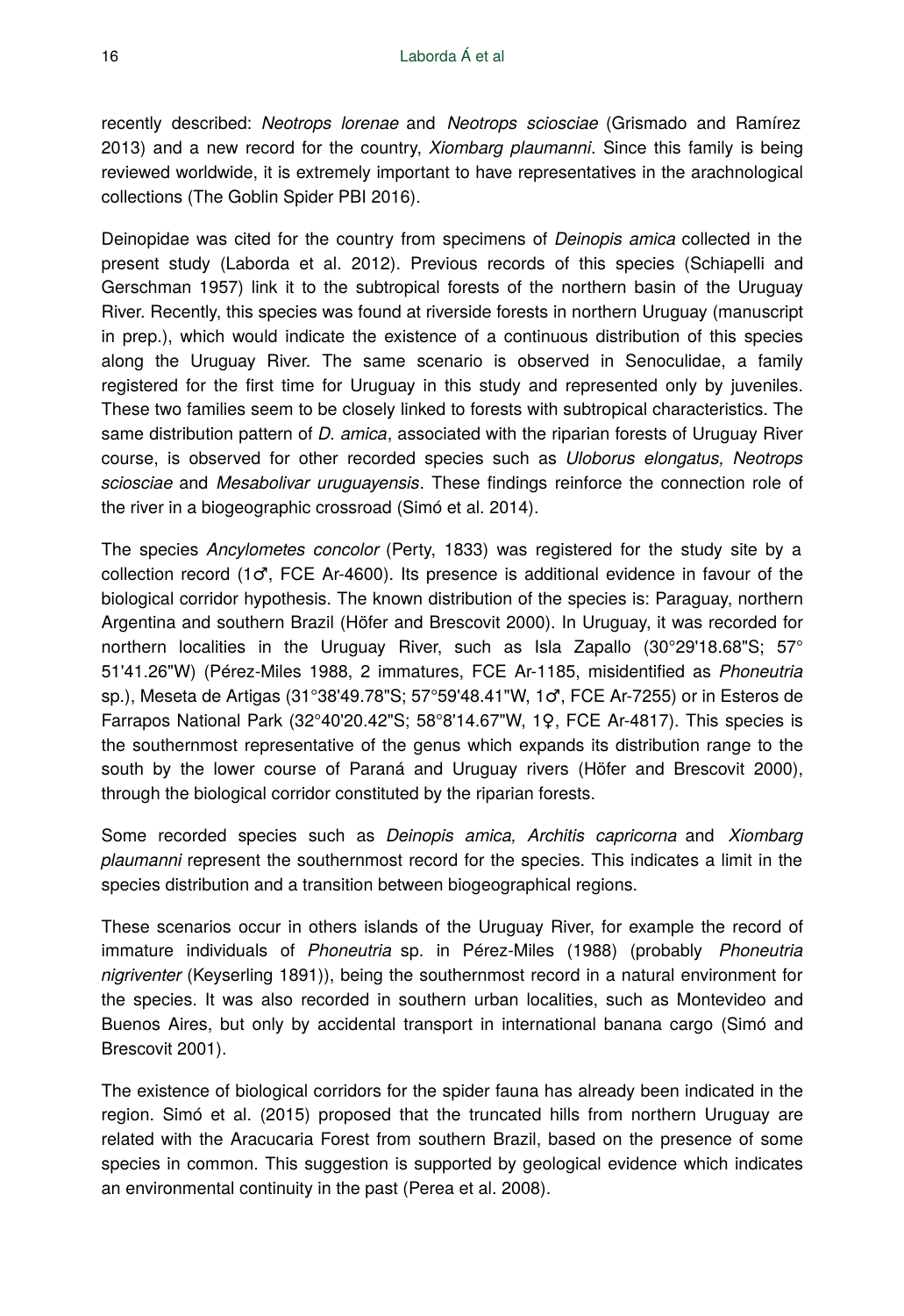recently described: *Neotrops lorenae* and *Neotrops sciosciae* (Grismado and Ramírez 2013) and a new record for the country, *Xiombarg plaumanni*. Since this family is being reviewed worldwide, it is extremely important to have representatives in the arachnological collections (The Goblin Spider PBI 2016).

Deinopidae was cited for the country from specimens of *Deinopis amica* collected in the present study (Laborda et al. 2012). Previous records of this species (Schiapelli and Gerschman 1957) link it to the subtropical forests of the northern basin of the Uruguay River. Recently, this species was found at riverside forests in northern Uruguay (manuscript in prep.), which would indicate the existence of a continuous distribution of this species along the Uruguay River. The same scenario is observed in Senoculidae, a family registered for the first time for Uruguay in this study and represented only by juveniles. These two families seem to be closely linked to forests with subtropical characteristics. The same distribution pattern of *D. amica*, associated with the riparian forests of Uruguay River course, is observed for other recorded species such as *Uloborus elongatus, Neotrops sciosciae* and *Mesabolivar uruguayensis*. These findings reinforce the connection role of the river in a biogeographic crossroad (Simó et al. 2014).

The species *Ancylometes concolor* (Perty, 1833) was registered for the study site by a collection record (1♂, FCE Ar-4600). Its presence is additional evidence in favour of the biological corridor hypothesis. The known distribution of the species is: Paraguay, northern Argentina and southern Brazil (Höfer and Brescovit 2000). In Uruguay, it was recorded for northern localities in the Uruguay River, such as Isla Zapallo (30°29'18.68"S; 57° 51'41.26"W) (Pérez-Miles 1988, 2 immatures, FCE Ar-1185, misidentified as *Phoneutria* sp.), Meseta de Artigas (31°38'49.78"S; 57°59'48.41"W, 1♂, FCE Ar-7255) or in Esteros de Farrapos National Park (32°40'20.42"S; 58°8'14.67"W, 1♀, FCE Ar-4817). This species is the southernmost representative of the genus which expands its distribution range to the south by the lower course of Paraná and Uruguay rivers (Höfer and Brescovit 2000), through the biological corridor constituted by the riparian forests.

Some recorded species such as *Deinopis amica, Architis capricorna* and *Xiombarg plaumanni* represent the southernmost record for the species. This indicates a limit in the species distribution and a transition between biogeographical regions.

These scenarios occur in others islands of the Uruguay River, for example the record of immature individuals of *Phoneutria* sp. in Pérez-Miles (1988) (probably *Phoneutria nigriventer* (Keyserling 1891)), being the southernmost record in a natural environment for the species. It was also recorded in southern urban localities, such as Montevideo and Buenos Aires, but only by accidental transport in international banana cargo (Simó and Brescovit 2001).

The existence of biological corridors for the spider fauna has already been indicated in the region. Simó et al. (2015) proposed that the truncated hills from northern Uruguay are related with the Aracucaria Forest from southern Brazil, based on the presence of some species in common. This suggestion is supported by geological evidence which indicates an environmental continuity in the past (Perea et al. 2008).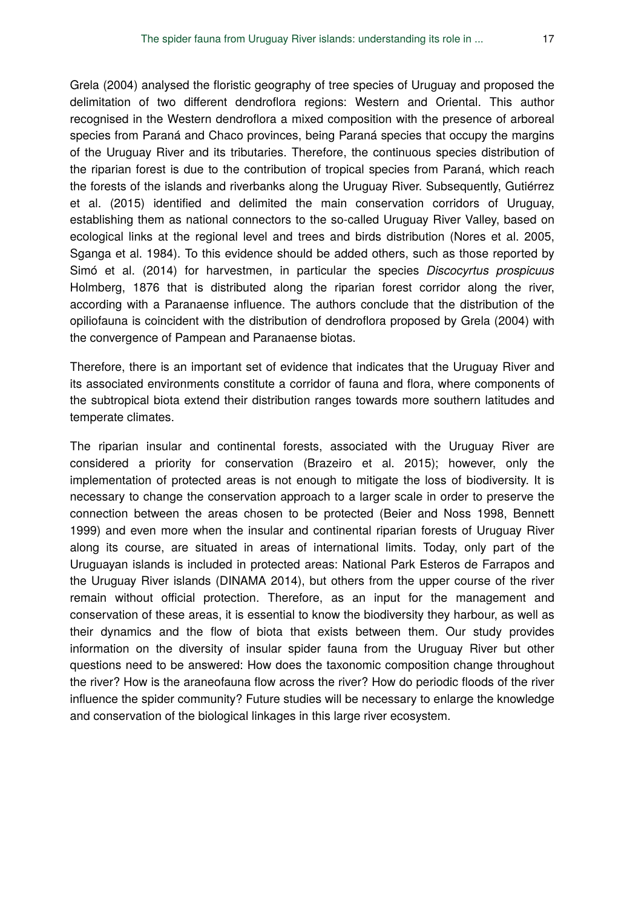Grela (2004) analysed the floristic geography of tree species of Uruguay and proposed the delimitation of two different dendroflora regions: Western and Oriental. This author recognised in the Western dendroflora a mixed composition with the presence of arboreal species from Paraná and Chaco provinces, being Paraná species that occupy the margins of the Uruguay River and its tributaries. Therefore, the continuous species distribution of the riparian forest is due to the contribution of tropical species from Paraná, which reach the forests of the islands and riverbanks along the Uruguay River. Subsequently, Gutiérrez et al. (2015) identified and delimited the main conservation corridors of Uruguay, establishing them as national connectors to the so-called Uruguay River Valley, based on ecological links at the regional level and trees and birds distribution (Nores et al. 2005, Sganga et al. 1984). To this evidence should be added others, such as those reported by Simó et al. (2014) for harvestmen, in particular the species *Discocyrtus prospicuus* Holmberg, 1876 that is distributed along the riparian forest corridor along the river, according with a Paranaense influence. The authors conclude that the distribution of the opiliofauna is coincident with the distribution of dendroflora proposed by Grela (2004) with the convergence of Pampean and Paranaense biotas.

Therefore, there is an important set of evidence that indicates that the Uruguay River and its associated environments constitute a corridor of fauna and flora, where components of the subtropical biota extend their distribution ranges towards more southern latitudes and temperate climates.

The riparian insular and continental forests, associated with the Uruguay River are considered a priority for conservation (Brazeiro et al. 2015); however, only the implementation of protected areas is not enough to mitigate the loss of biodiversity. It is necessary to change the conservation approach to a larger scale in order to preserve the connection between the areas chosen to be protected (Beier and Noss 1998, Bennett 1999) and even more when the insular and continental riparian forests of Uruguay River along its course, are situated in areas of international limits. Today, only part of the Uruguayan islands is included in protected areas: National Park Esteros de Farrapos and the Uruguay River islands (DINAMA 2014), but others from the upper course of the river remain without official protection. Therefore, as an input for the management and conservation of these areas, it is essential to know the biodiversity they harbour, as well as their dynamics and the flow of biota that exists between them. Our study provides information on the diversity of insular spider fauna from the Uruguay River but other questions need to be answered: How does the taxonomic composition change throughout the river? How is the araneofauna flow across the river? How do periodic floods of the river influence the spider community? Future studies will be necessary to enlarge the knowledge and conservation of the biological linkages in this large river ecosystem.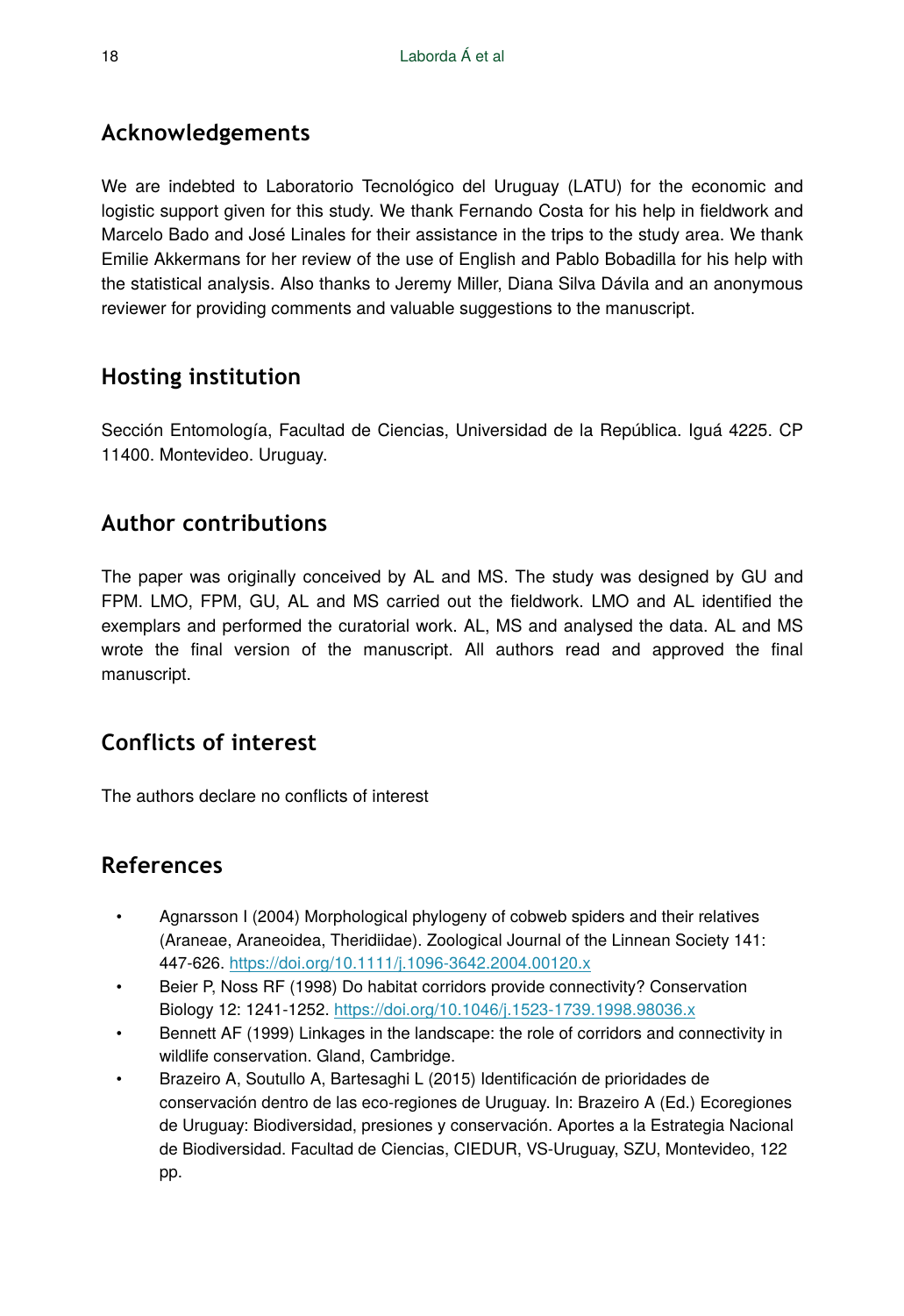## Acknowledgements

We are indebted to Laboratorio Tecnológico del Uruguay (LATU) for the economic and logistic support given for this study. We thank Fernando Costa for his help in fieldwork and Marcelo Bado and José Linales for their assistance in the trips to the study area. We thank Emilie Akkermans for her review of the use of English and Pablo Bobadilla for his help with the statistical analysis. Also thanks to Jeremy Miller, Diana Silva Dávila and an anonymous reviewer for providing comments and valuable suggestions to the manuscript.

## Hosting institution

Sección Entomología, Facultad de Ciencias, Universidad de la República. Iguá 4225. CP 11400. Montevideo. Uruguay.

## Author contributions

The paper was originally conceived by AL and MS. The study was designed by GU and FPM. LMO, FPM, GU, AL and MS carried out the fieldwork. LMO and AL identified the exemplars and performed the curatorial work. AL, MS and analysed the data. AL and MS wrote the final version of the manuscript. All authors read and approved the final manuscript.

## Conflicts of interest

The authors declare no conflicts of interest

## References

- Agnarsson I (2004) Morphological phylogeny of cobweb spiders and their relatives (Araneae, Araneoidea, Theridiidae). Zoological Journal of the Linnean Society 141: 447-626. https://doi.org/10.1111/j.1096-3642.2004.00120.x
- Beier P, Noss RF (1998) Do habitat corridors provide connectivity? Conservation Biology 12: 1241-1252. https://doi.org/10.1046/j.1523-1739.1998.98036.x
- Bennett AF (1999) Linkages in the landscape: the role of corridors and connectivity in wildlife conservation. Gland, Cambridge.
- Brazeiro A, Soutullo A, Bartesaghi L (2015) Identificación de prioridades de conservación dentro de las eco-regiones de Uruguay. In: Brazeiro A (Ed.) Ecoregiones de Uruguay: Biodiversidad, presiones y conservación. Aportes a la Estrategia Nacional de Biodiversidad. Facultad de Ciencias, CIEDUR, VS-Uruguay, SZU, Montevideo, 122 pp.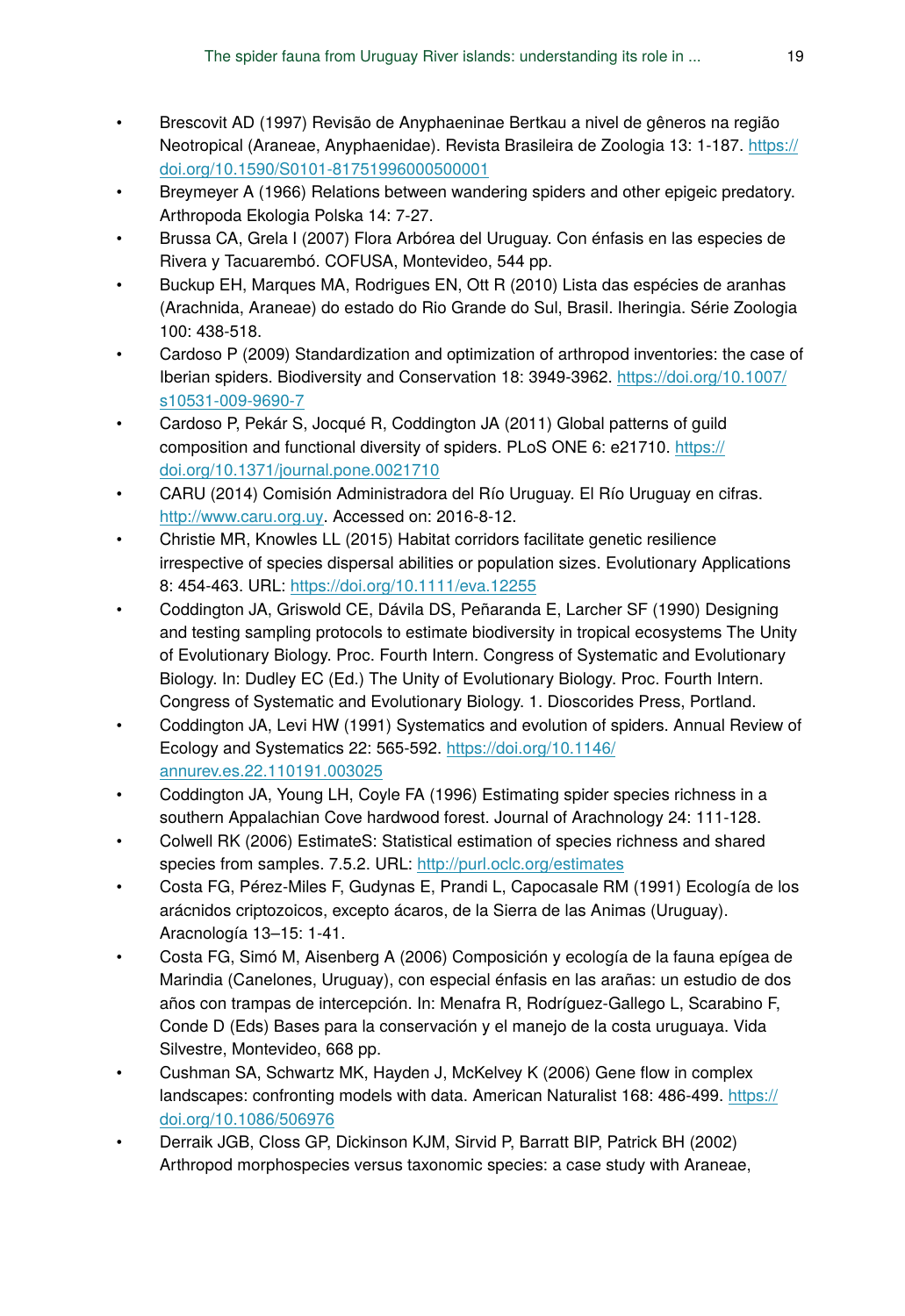- Brescovit AD (1997) Revisão de Anyphaeninae Bertkau a nivel de gêneros na região Neotropical (Araneae, Anyphaenidae). Revista Brasileira de Zoologia 13: 1-187. https://doi.org/10.1590/S0101-81751996000500001
- Breymeyer A (1966) Relations between wandering spiders and other epigeic predatory. Arthropoda Ekologia Polska 14: 7-27.
- Brussa CA, Grela I (2007) Flora Arbórea del Uruguay. Con énfasis en las especies de Rivera y Tacuarembó. COFUSA, Montevideo, 544 pp.
- Buckup EH, Marques MA, Rodrigues EN, Ott R (2010) Lista das espécies de aranhas (Arachnida, Araneae) do estado do Rio Grande do Sul, Brasil. Iheringia. Série Zoologia 100: 438-518.
- Cardoso P (2009) Standardization and optimization of arthropod inventories: the case of Iberian spiders. Biodiversity and Conservation 18: 3949-3962. https://doi.org/10.1007/s10531-009-9690-7
- Cardoso P, Pekár S, Jocqué R, Coddington JA (2011) Global patterns of guild composition and functional diversity of spiders. PLoS ONE 6: e21710. https://doi.org/10.1371/journal.pone.0021710
- CARU (2014) Comisión Administradora del Río Uruguay. El Río Uruguay en cifras. http://www.caru.org.uy. Accessed on: 2016-8-12.
- Christie MR, Knowles LL (2015) Habitat corridors facilitate genetic resilience irrespective of species dispersal abilities or population sizes. Evolutionary Applications 8: 454-463. URL: https://doi.org/10.1111/eva.12255
- Coddington JA, Griswold CE, Dávila DS, Peñaranda E, Larcher SF (1990) Designing and testing sampling protocols to estimate biodiversity in tropical ecosystems The Unity of Evolutionary Biology. Proc. Fourth Intern. Congress of Systematic and Evolutionary Biology. In: Dudley EC (Ed.) The Unity of Evolutionary Biology. Proc. Fourth Intern. Congress of Systematic and Evolutionary Biology. 1. Dioscorides Press, Portland.
- Coddington JA, Levi HW (1991) Systematics and evolution of spiders. Annual Review of Ecology and Systematics 22: 565-592. https://doi.org/10.1146/annurev.es.22.110191.003025
- Coddington JA, Young LH, Coyle FA (1996) Estimating spider species richness in a southern Appalachian Cove hardwood forest. Journal of Arachnology 24: 111-128.
- Colwell RK (2006) EstimateS: Statistical estimation of species richness and shared species from samples. 7.5.2. URL: http://purl.oclc.org/estimates
- Costa FG, Pérez-Miles F, Gudynas E, Prandi L, Capocasale RM (1991) Ecología de los arácnidos criptozoicos, excepto ácaros, de la Sierra de las Animas (Uruguay). Aracnología 13–15: 1-41.
- Costa FG, Simó M, Aisenberg A (2006) Composición y ecología de la fauna epígea de Marindia (Canelones, Uruguay), con especial énfasis en las arañas: un estudio de dos años con trampas de intercepción. In: Menafra R, Rodríguez-Gallego L, Scarabino F, Conde D (Eds) Bases para la conservación y el manejo de la costa uruguaya. Vida Silvestre, Montevideo, 668 pp.
- Cushman SA, Schwartz MK, Hayden J, McKelvey K (2006) Gene flow in complex landscapes: confronting models with data. American Naturalist 168: 486-499. https://doi.org/10.1086/506976
- Derraik JGB, Closs GP, Dickinson KJM, Sirvid P, Barratt BIP, Patrick BH (2002) Arthropod morphospecies versus taxonomic species: a case study with Araneae,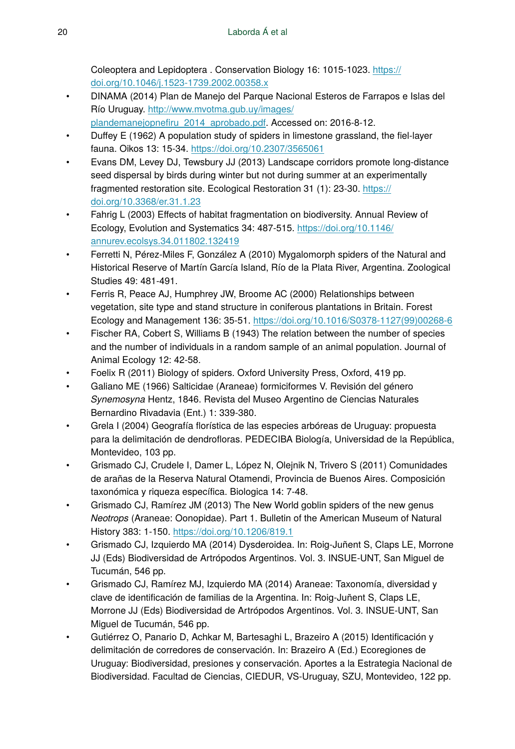Coleoptera and Lepidoptera . Conservation Biology 16: 1015-1023. https://doi.org/10.1046/j.1523-1739.2002.00358.x

- DINAMA (2014) Plan de Manejo del Parque Nacional Esteros de Farrapos e Islas del Río Uruguay. http://www.mvotma.gub.uy/images/plandemanejopnefiru_2014_aprobado.pdf. Accessed on: 2016-8-12.
- Duffey E (1962) A population study of spiders in limestone grassland, the fiel-layer fauna. Oikos 13: 15-34. https://doi.org/10.2307/3565061
- Evans DM, Levey DJ, Tewsbury JJ (2013) Landscape corridors promote long-distance seed dispersal by birds during winter but not during summer at an experimentally fragmented restoration site. Ecological Restoration 31 (1): 23-30. https://doi.org/10.3368/er.31.1.23
- Fahrig L (2003) Effects of habitat fragmentation on biodiversity. Annual Review of Ecology, Evolution and Systematics 34: 487-515. https://doi.org/10.1146/annurev.ecolsys.34.011802.132419
- Ferretti N, Pérez-Miles F, González A (2010) Mygalomorph spiders of the Natural and Historical Reserve of Martín García Island, Río de la Plata River, Argentina. Zoological Studies 49: 481-491.
- Ferris R, Peace AJ, Humphrey JW, Broome AC (2000) Relationships between vegetation, site type and stand structure in coniferous plantations in Britain. Forest Ecology and Management 136: 35-51. https://doi.org/10.1016/S0378-1127(99)00268-6
- Fischer RA, Cobert S, Williams B (1943) The relation between the number of species and the number of individuals in a random sample of an animal population. Journal of Animal Ecology 12: 42-58.
- Foelix R (2011) Biology of spiders. Oxford University Press, Oxford, 419 pp.
- Galiano ME (1966) Salticidae (Araneae) formiciformes V. Revisión del género *Synemosyna* Hentz, 1846. Revista del Museo Argentino de Ciencias Naturales Bernardino Rivadavia (Ent.) 1: 339-380.
- Grela I (2004) Geografía florística de las especies arbóreas de Uruguay: propuesta para la delimitación de dendrofloras. PEDECIBA Biología, Universidad de la República, Montevideo, 103 pp.
- Grismado CJ, Crudele I, Damer L, López N, Olejnik N, Trivero S (2011) Comunidades de arañas de la Reserva Natural Otamendi, Provincia de Buenos Aires. Composición taxonómica y riqueza específica. Biologica 14: 7-48.
- Grismado CJ, Ramírez JM (2013) The New World goblin spiders of the new genus *Neotrops* (Araneae: Oonopidae). Part 1. Bulletin of the American Museum of Natural History 383: 1-150. https://doi.org/10.1206/819.1
- Grismado CJ, Izquierdo MA (2014) Dysderoidea. In: Roig-Juñent S, Claps LE, Morrone JJ (Eds) Biodiversidad de Artrópodos Argentinos. Vol. 3. INSUE-UNT, San Miguel de Tucumán, 546 pp.
- Grismado CJ, Ramírez MJ, Izquierdo MA (2014) Araneae: Taxonomía, diversidad y clave de identificación de familias de la Argentina. In: Roig-Juñent S, Claps LE, Morrone JJ (Eds) Biodiversidad de Artrópodos Argentinos. Vol. 3. INSUE-UNT, San Miguel de Tucumán, 546 pp.
- Gutiérrez O, Panario D, Achkar M, Bartesaghi L, Brazeiro A (2015) Identificación y delimitación de corredores de conservación. In: Brazeiro A (Ed.) Ecoregiones de Uruguay: Biodiversidad, presiones y conservación. Aportes a la Estrategia Nacional de Biodiversidad. Facultad de Ciencias, CIEDUR, VS-Uruguay, SZU, Montevideo, 122 pp.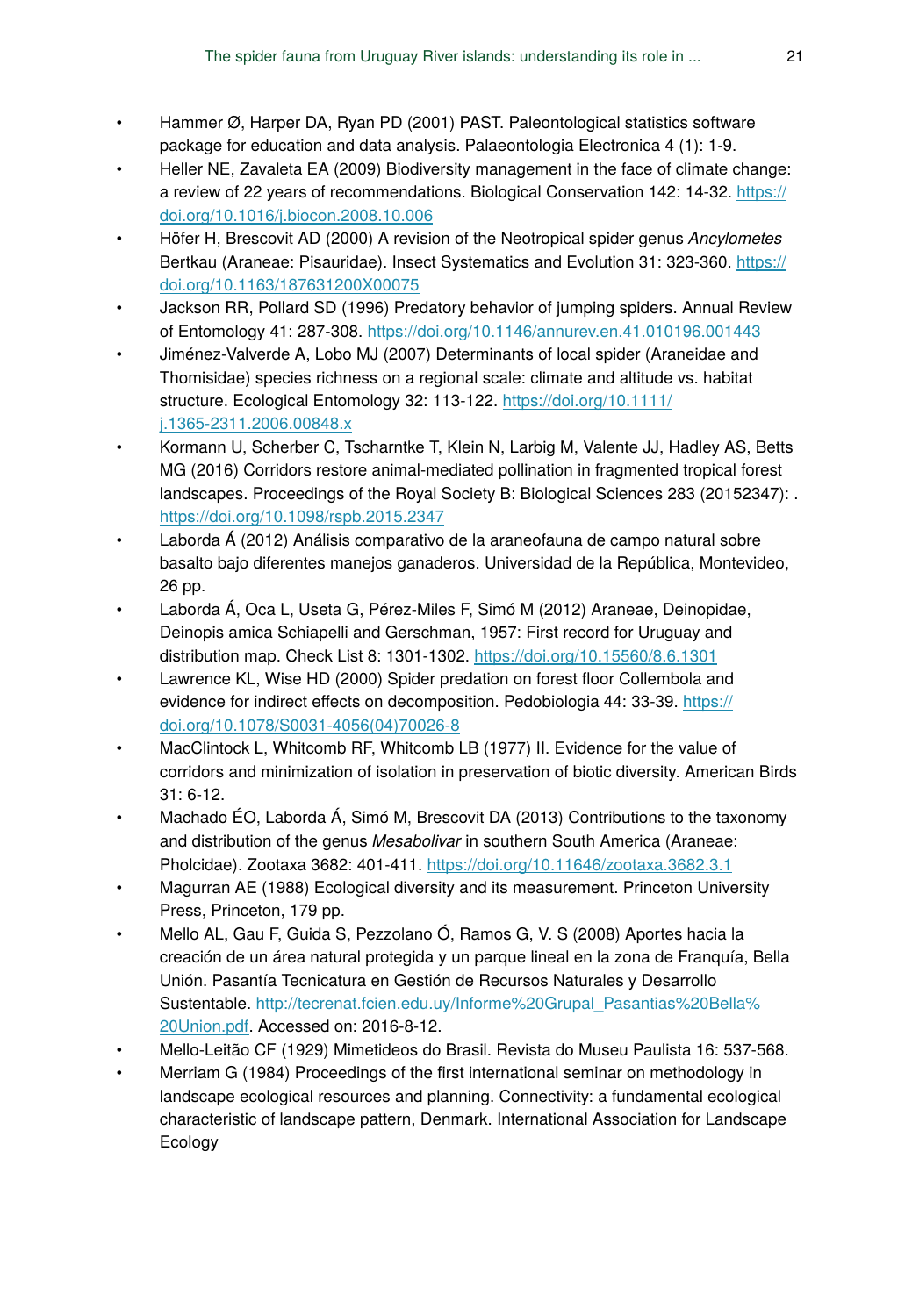- Hammer Ø, Harper DA, Ryan PD (2001) PAST. Paleontological statistics software package for education and data analysis. Palaeontologia Electronica 4 (1): 1‑9.
- Heller NE, Zavaleta EA (2009) Biodiversity management in the face of climate change: a review of 22 years of recommendations. Biological Conservation 142: 14‑32. https://doi.org/10.1016/j.biocon.2008.10.006
- Höfer H, Brescovit AD (2000) A revision of the Neotropical spider genus *Ancylometes* Bertkau (Araneae: Pisauridae). Insect Systematics and Evolution 31: 323‑360. https://doi.org/10.1163/187631200X00075
- Jackson RR, Pollard SD (1996) Predatory behavior of jumping spiders. Annual Review of Entomology 41: 287‑308. https://doi.org/10.1146/annurev.en.41.010196.001443
- Jiménez-Valverde A, Lobo MJ (2007) Determinants of local spider (Araneidae and Thomisidae) species richness on a regional scale: climate and altitude vs. habitat structure. Ecological Entomology 32: 113‑122. https://doi.org/10.1111/j.1365-2311.2006.00848.x
- Kormann U, Scherber C, Tscharntke T, Klein N, Larbig M, Valente JJ, Hadley AS, Betts MG (2016) Corridors restore animal-mediated pollination in fragmented tropical forest landscapes. Proceedings of the Royal Society B: Biological Sciences 283 (20152347): . https://doi.org/10.1098/rspb.2015.2347
- Laborda Á (2012) Análisis comparativo de la araneofauna de campo natural sobre basalto bajo diferentes manejos ganaderos. Universidad de la República, Montevideo, 26 pp.
- Laborda Á, Oca L, Useta G, Pérez-Miles F, Simó M (2012) Araneae, Deinopidae, Deinopis amica Schiapelli and Gerschman, 1957: First record for Uruguay and distribution map. Check List 8: 1301‑1302. https://doi.org/10.15560/8.6.1301
- Lawrence KL, Wise HD (2000) Spider predation on forest floor Collembola and evidence for indirect effects on decomposition. Pedobiologia 44: 33‑39. https://doi.org/10.1078/S0031-4056(04)70026-8
- MacClintock L, Whitcomb RF, Whitcomb LB (1977) II. Evidence for the value of corridors and minimization of isolation in preservation of biotic diversity. American Birds 31: 6‑12.
- Machado ÉO, Laborda Á, Simó M, Brescovit DA (2013) Contributions to the taxonomy and distribution of the genus *Mesabolivar* in southern South America (Araneae: Pholcidae). Zootaxa 3682: 401‑411. https://doi.org/10.11646/zootaxa.3682.3.1
- Magurran AE (1988) Ecological diversity and its measurement. Princeton University Press, Princeton, 179 pp.
- Mello AL, Gau F, Guida S, Pezzolano Ó, Ramos G, V. S (2008) Aportes hacia la creación de un área natural protegida y un parque lineal en la zona de Franquía, Bella Unión. Pasantía Tecnicatura en Gestión de Recursos Naturales y Desarrollo Sustentable. http://tecrenat.fcien.edu.uy/Informe%20Grupal_Pasantias%20Bella%20Union.pdf. Accessed on: 2016-8-12.
- Mello-Leitão CF (1929) Mimetideos do Brasil. Revista do Museu Paulista 16: 537‑568.
- Merriam G (1984) Proceedings of the first international seminar on methodology in landscape ecological resources and planning. Connectivity: a fundamental ecological characteristic of landscape pattern, Denmark. International Association for Landscape Ecology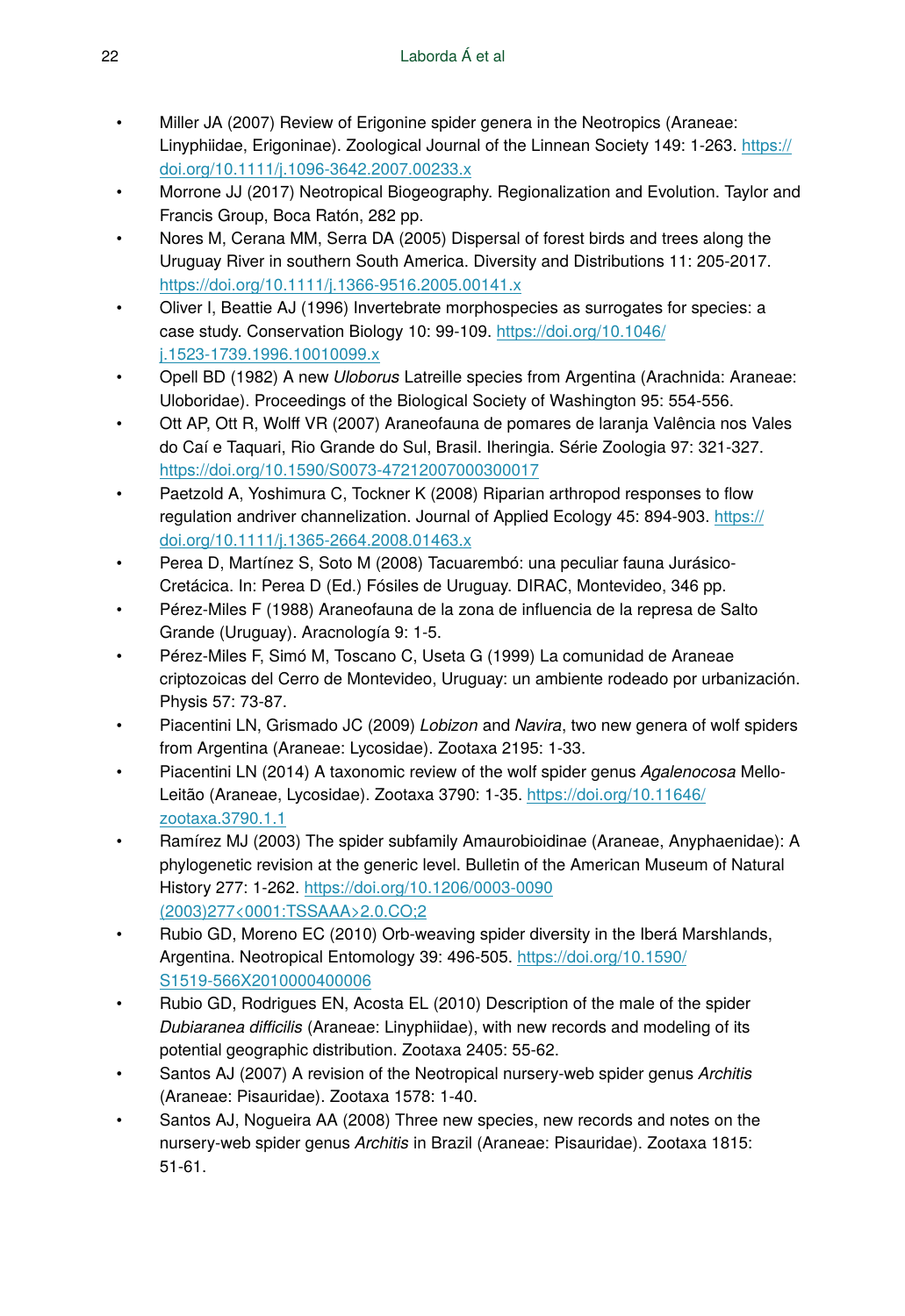- Miller JA (2007) Review of Erigonine spider genera in the Neotropics (Araneae: Linyphiidae, Erigoninae). Zoological Journal of the Linnean Society 149: 1-263. https://doi.org/10.1111/j.1096-3642.2007.00233.x
- Morrone JJ (2017) Neotropical Biogeography. Regionalization and Evolution. Taylor and Francis Group, Boca Ratón, 282 pp.
- Nores M, Cerana MM, Serra DA (2005) Dispersal of forest birds and trees along the Uruguay River in southern South America. Diversity and Distributions 11: 205-2017. https://doi.org/10.1111/j.1366-9516.2005.00141.x
- Oliver I, Beattie AJ (1996) Invertebrate morphospecies as surrogates for species: a case study. Conservation Biology 10: 99-109. https://doi.org/10.1046/j.1523-1739.1996.10010099.x
- Opell BD (1982) A new *Uloborus* Latreille species from Argentina (Arachnida: Araneae: Uloboridae). Proceedings of the Biological Society of Washington 95: 554-556.
- Ott AP, Ott R, Wolff VR (2007) Araneofauna de pomares de laranja Valência nos Vales do Caí e Taquari, Rio Grande do Sul, Brasil. Iheringia. Série Zoologia 97: 321-327. https://doi.org/10.1590/S0073-47212007000300017
- Paetzold A, Yoshimura C, Tockner K (2008) Riparian arthropod responses to flow regulation andriver channelization. Journal of Applied Ecology 45: 894-903. https://doi.org/10.1111/j.1365-2664.2008.01463.x
- Perea D, Martínez S, Soto M (2008) Tacuarembó: una peculiar fauna Jurásico-Cretácica. In: Perea D (Ed.) Fósiles de Uruguay. DIRAC, Montevideo, 346 pp.
- Pérez-Miles F (1988) Araneofauna de la zona de influencia de la represa de Salto Grande (Uruguay). Aracnología 9: 1-5.
- Pérez-Miles F, Simó M, Toscano C, Useta G (1999) La comunidad de Araneae criptozoicas del Cerro de Montevideo, Uruguay: un ambiente rodeado por urbanización. Physis 57: 73-87.
- Piacentini LN, Grismado JC (2009) *Lobizon* and *Navira*, two new genera of wolf spiders from Argentina (Araneae: Lycosidae). Zootaxa 2195: 1-33.
- Piacentini LN (2014) A taxonomic review of the wolf spider genus *Agalenocosa* Mello-Leitão (Araneae, Lycosidae). Zootaxa 3790: 1-35. https://doi.org/10.11646/zootaxa.3790.1.1
- Ramírez MJ (2003) The spider subfamily Amaurobioidinae (Araneae, Anyphaenidae): A phylogenetic revision at the generic level. Bulletin of the American Museum of Natural History 277: 1-262. https://doi.org/10.1206/0003-0090(2003)277<0001:TSSAAA>2.0.CO;2
- Rubio GD, Moreno EC (2010) Orb-weaving spider diversity in the Iberá Marshlands, Argentina. Neotropical Entomology 39: 496-505. https://doi.org/10.1590/S1519-566X2010000400006
- Rubio GD, Rodrigues EN, Acosta EL (2010) Description of the male of the spider *Dubiaranea difficilis* (Araneae: Linyphiidae), with new records and modeling of its potential geographic distribution. Zootaxa 2405: 55-62.
- Santos AJ (2007) A revision of the Neotropical nursery-web spider genus *Architis* (Araneae: Pisauridae). Zootaxa 1578: 1-40.
- Santos AJ, Nogueira AA (2008) Three new species, new records and notes on the nursery-web spider genus *Architis* in Brazil (Araneae: Pisauridae). Zootaxa 1815: 51-61.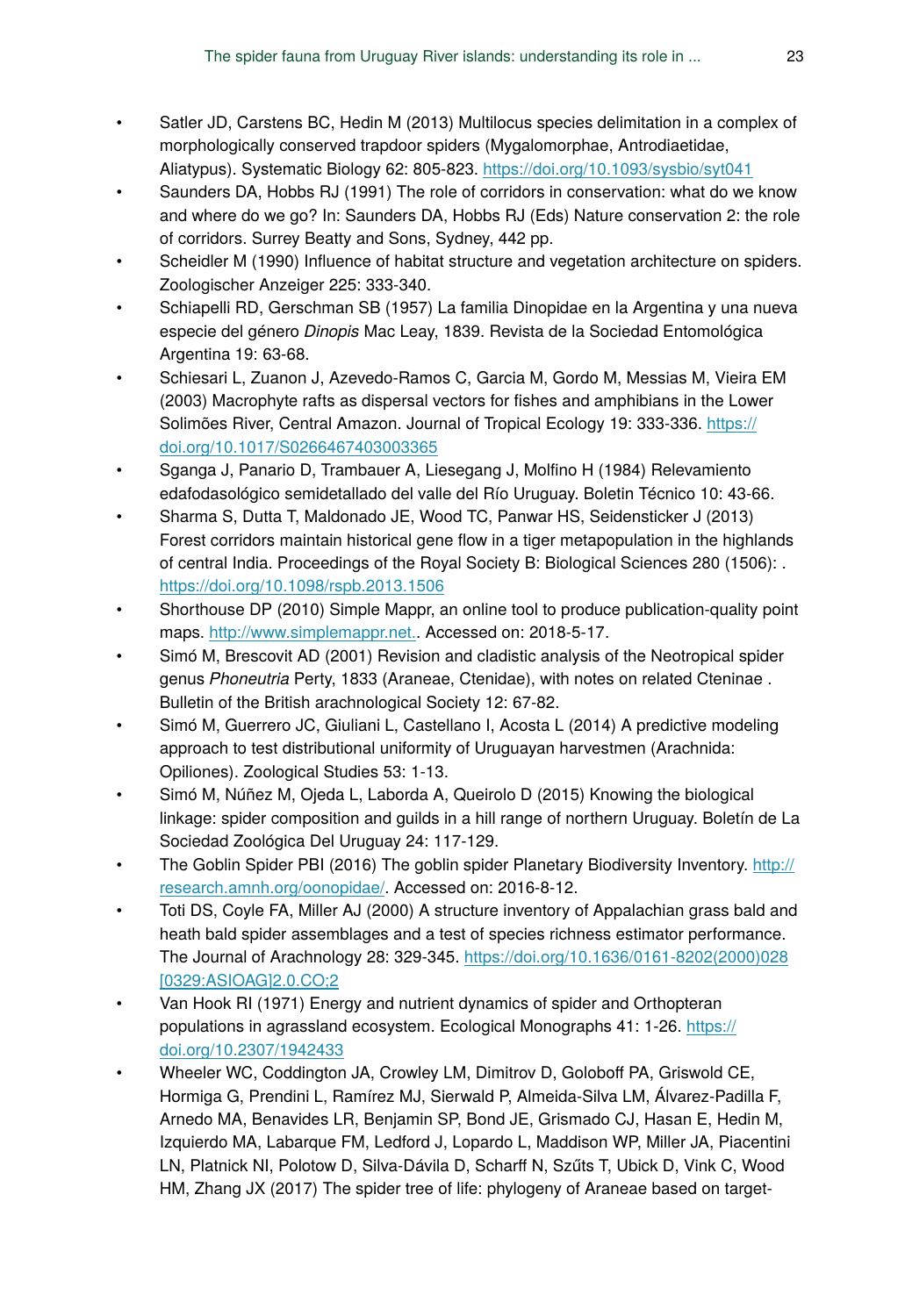- Satler JD, Carstens BC, Hedin M (2013) Multilocus species delimitation in a complex of morphologically conserved trapdoor spiders (Mygalomorphae, Antrodiaetidae, Aliatypus). Systematic Biology 62: 805-823. https://doi.org/10.1093/sysbio/syt041
- Saunders DA, Hobbs RJ (1991) The role of corridors in conservation: what do we know and where do we go? In: Saunders DA, Hobbs RJ (Eds) Nature conservation 2: the role of corridors. Surrey Beatty and Sons, Sydney, 442 pp.
- Scheidler M (1990) Influence of habitat structure and vegetation architecture on spiders. Zoologischer Anzeiger 225: 333-340.
- Schiapelli RD, Gerschman SB (1957) La familia Dinopidae en la Argentina y una nueva especie del género *Dinopis* Mac Leay, 1839. Revista de la Sociedad Entomológica Argentina 19: 63-68.
- Schiesari L, Zuanon J, Azevedo-Ramos C, Garcia M, Gordo M, Messias M, Vieira EM (2003) Macrophyte rafts as dispersal vectors for fishes and amphibians in the Lower Solimões River, Central Amazon. Journal of Tropical Ecology 19: 333-336. https://doi.org/10.1017/S0266467403003365
- Sganga J, Panario D, Trambauer A, Liesegang J, Molfino H (1984) Relevamiento edafodasológico semidetallado del valle del Río Uruguay. Boletin Técnico 10: 43-66.
- Sharma S, Dutta T, Maldonado JE, Wood TC, Panwar HS, Seidensticker J (2013) Forest corridors maintain historical gene flow in a tiger metapopulation in the highlands of central India. Proceedings of the Royal Society B: Biological Sciences 280 (1506): . https://doi.org/10.1098/rspb.2013.1506
- Shorthouse DP (2010) Simple Mappr, an online tool to produce publication-quality point maps. http://www.simplemappr.net.. Accessed on: 2018-5-17.
- Simó M, Brescovit AD (2001) Revision and cladistic analysis of the Neotropical spider genus *Phoneutria* Perty, 1833 (Araneae, Ctenidae), with notes on related Cteninae . Bulletin of the British arachnological Society 12: 67-82.
- Simó M, Guerrero JC, Giuliani L, Castellano I, Acosta L (2014) A predictive modeling approach to test distributional uniformity of Uruguayan harvestmen (Arachnida: Opiliones). Zoological Studies 53: 1-13.
- Simó M, Núñez M, Ojeda L, Laborda A, Queirolo D (2015) Knowing the biological linkage: spider composition and guilds in a hill range of northern Uruguay. Boletín de La Sociedad Zoológica Del Uruguay 24: 117-129.
- The Goblin Spider PBI (2016) The goblin spider Planetary Biodiversity Inventory. http://research.amnh.org/oonopidae/. Accessed on: 2016-8-12.
- Toti DS, Coyle FA, Miller AJ (2000) A structure inventory of Appalachian grass bald and heath bald spider assemblages and a test of species richness estimator performance. The Journal of Arachnology 28: 329-345. https://doi.org/10.1636/0161-8202(2000)028[0329:ASIOAG]2.0.CO;2
- Van Hook RI (1971) Energy and nutrient dynamics of spider and Orthopteran populations in agrassland ecosystem. Ecological Monographs 41: 1-26. https://doi.org/10.2307/1942433
- Wheeler WC, Coddington JA, Crowley LM, Dimitrov D, Goloboff PA, Griswold CE, Hormiga G, Prendini L, Ramírez MJ, Sierwald P, Almeida-Silva LM, Álvarez-Padilla F, Arnedo MA, Benavides LR, Benjamin SP, Bond JE, Grismado CJ, Hasan E, Hedin M, Izquierdo MA, Labarque FM, Ledford J, Lopardo L, Maddison WP, Miller JA, Piacentini LN, Platnick NI, Polotow D, Silva-Dávila D, Scharff N, Szűts T, Ubick D, Vink C, Wood HM, Zhang JX (2017) The spider tree of life: phylogeny of Araneae based on target-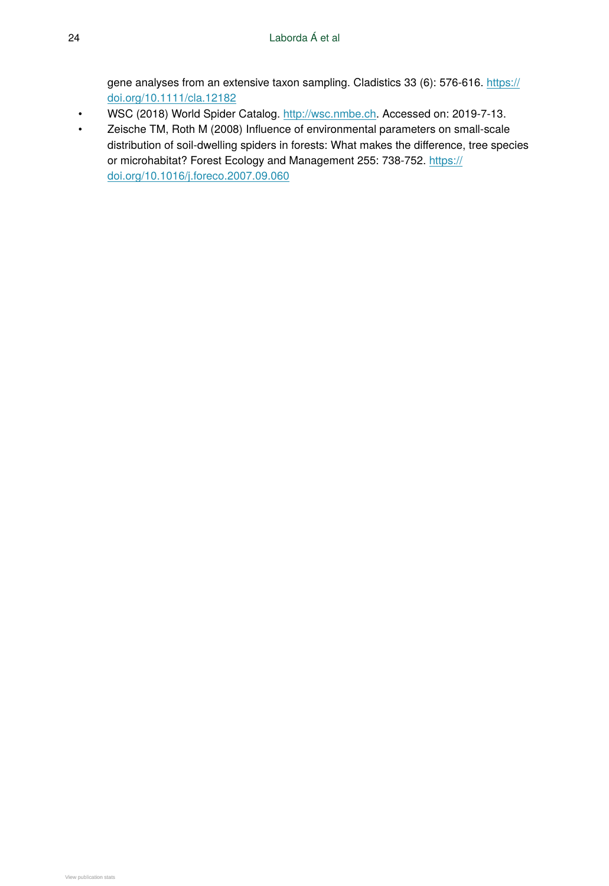gene analyses from an extensive taxon sampling. Cladistics 33 (6): 576-616. https://doi.org/10.1111/cla.12182

- WSC (2018) World Spider Catalog. http://wsc.nmbe.ch. Accessed on: 2019-7-13.
- Zeische TM, Roth M (2008) Influence of environmental parameters on small-scale distribution of soil-dwelling spiders in forests: What makes the difference, tree species or microhabitat? Forest Ecology and Management 255: 738-752. https://doi.org/10.1016/j.foreco.2007.09.060